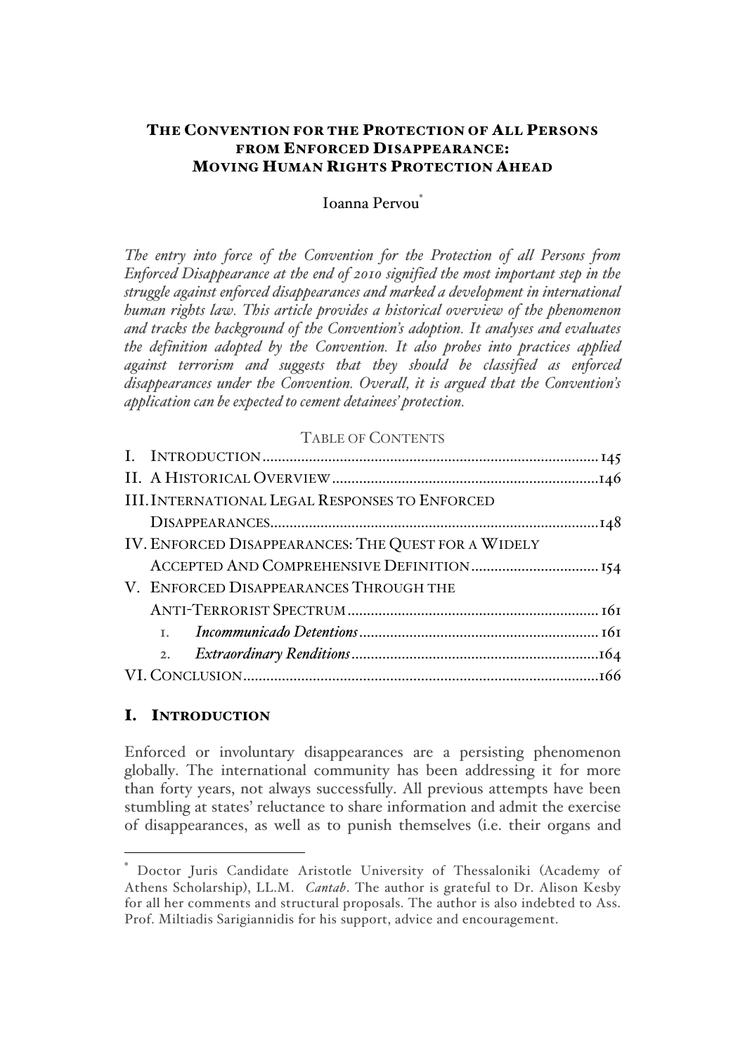# THE CONVENTION FOR THE PROTECTION OF ALL PERSONS FROM ENFORCED DISAPPEARANCE: MOVING HUMAN RIGHTS PROTECTION AHEAD

Ioanna Pervou[*]

*The entry into force of the Convention for the Protection of all Persons from Enforced Disappearance at the end of 2010 signified the most important step in the struggle against enforced disappearances and marked a development in international human rights law. This article provides a historical overview of the phenomenon and tracks the background of the Convention's adoption. It analyses and evaluates the definition adopted by the Convention. It also probes into practices applied against terrorism and suggests that they should be classified as enforced disappearances under the Convention. Overall, it is argued that the Convention's application can be expected to cement detainees' protection.*

TABLE OF CONTENTS

I. INTRODUCTION .......... 145
II. A HISTORICAL OVERVIEW .......... 146
III. INTERNATIONAL LEGAL RESPONSES TO ENFORCED DISAPPEARANCES .......... 148
IV. ENFORCED DISAPPEARANCES: THE QUEST FOR A WIDELY ACCEPTED AND COMPREHENSIVE DEFINITION .......... 154
V. ENFORCED DISAPPEARANCES THROUGH THE ANTI-TERRORIST SPECTRUM .......... 161
  1. *Incommunicado Detentions* .......... 161
  2. *Extraordinary Renditions* .......... 164
VI. CONCLUSION .......... 166

## I. INTRODUCTION

Enforced or involuntary disappearances are a persisting phenomenon globally. The international community has been addressing it for more than forty years, not always successfully. All previous attempts have been stumbling at states' reluctance to share information and admit the exercise of disappearances, as well as to punish themselves (i.e. their organs and

---

[*] Doctor Juris Candidate Aristotle University of Thessaloniki (Academy of Athens Scholarship), LL.M. *Cantab*. The author is grateful to Dr. Alison Kesby for all her comments and structural proposals. The author is also indebted to Ass. Prof. Miltiadis Sarigiannidis for his support, advice and encouragement.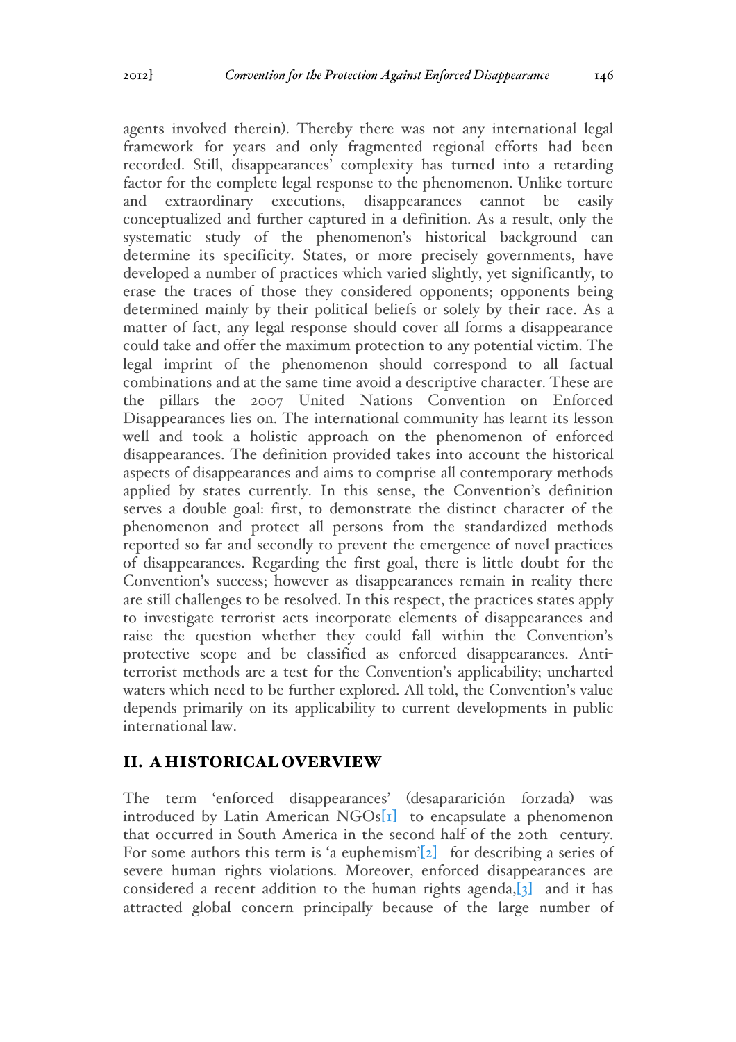agents involved therein). Thereby there was not any international legal framework for years and only fragmented regional efforts had been recorded. Still, disappearances' complexity has turned into a retarding factor for the complete legal response to the phenomenon. Unlike torture and extraordinary executions, disappearances cannot be easily conceptualized and further captured in a definition. As a result, only the systematic study of the phenomenon's historical background can determine its specificity. States, or more precisely governments, have developed a number of practices which varied slightly, yet significantly, to erase the traces of those they considered opponents; opponents being determined mainly by their political beliefs or solely by their race. As a matter of fact, any legal response should cover all forms a disappearance could take and offer the maximum protection to any potential victim. The legal imprint of the phenomenon should correspond to all factual combinations and at the same time avoid a descriptive character. These are the pillars the 2007 United Nations Convention on Enforced Disappearances lies on. The international community has learnt its lesson well and took a holistic approach on the phenomenon of enforced disappearances. The definition provided takes into account the historical aspects of disappearances and aims to comprise all contemporary methods applied by states currently. In this sense, the Convention's definition serves a double goal: first, to demonstrate the distinct character of the phenomenon and protect all persons from the standardized methods reported so far and secondly to prevent the emergence of novel practices of disappearances. Regarding the first goal, there is little doubt for the Convention's success; however as disappearances remain in reality there are still challenges to be resolved. In this respect, the practices states apply to investigate terrorist acts incorporate elements of disappearances and raise the question whether they could fall within the Convention's protective scope and be classified as enforced disappearances. Anti-terrorist methods are a test for the Convention's applicability; uncharted waters which need to be further explored. All told, the Convention's value depends primarily on its applicability to current developments in public international law.

## II. A HISTORICAL OVERVIEW

The term 'enforced disappearances' (desapararición forzada) was introduced by Latin American NGOs[1] to encapsulate a phenomenon that occurred in South America in the second half of the 20th century. For some authors this term is 'a euphemism'[2] for describing a series of severe human rights violations. Moreover, enforced disappearances are considered a recent addition to the human rights agenda,[3] and it has attracted global concern principally because of the large number of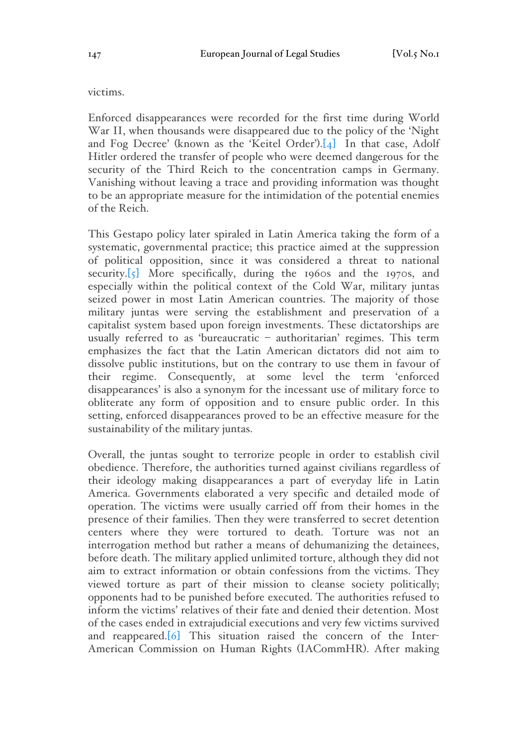victims.

Enforced disappearances were recorded for the first time during World War II, when thousands were disappeared due to the policy of the 'Night and Fog Decree' (known as the 'Keitel Order').[4] In that case, Adolf Hitler ordered the transfer of people who were deemed dangerous for the security of the Third Reich to the concentration camps in Germany. Vanishing without leaving a trace and providing information was thought to be an appropriate measure for the intimidation of the potential enemies of the Reich.

This Gestapo policy later spiraled in Latin America taking the form of a systematic, governmental practice; this practice aimed at the suppression of political opposition, since it was considered a threat to national security.[5] More specifically, during the 1960s and the 1970s, and especially within the political context of the Cold War, military juntas seized power in most Latin American countries. The majority of those military juntas were serving the establishment and preservation of a capitalist system based upon foreign investments. These dictatorships are usually referred to as 'bureaucratic – authoritarian' regimes. This term emphasizes the fact that the Latin American dictators did not aim to dissolve public institutions, but on the contrary to use them in favour of their regime. Consequently, at some level the term 'enforced disappearances' is also a synonym for the incessant use of military force to obliterate any form of opposition and to ensure public order. In this setting, enforced disappearances proved to be an effective measure for the sustainability of the military juntas.

Overall, the juntas sought to terrorize people in order to establish civil obedience. Therefore, the authorities turned against civilians regardless of their ideology making disappearances a part of everyday life in Latin America. Governments elaborated a very specific and detailed mode of operation. The victims were usually carried off from their homes in the presence of their families. Then they were transferred to secret detention centers where they were tortured to death. Torture was not an interrogation method but rather a means of dehumanizing the detainees, before death. The military applied unlimited torture, although they did not aim to extract information or obtain confessions from the victims. They viewed torture as part of their mission to cleanse society politically; opponents had to be punished before executed. The authorities refused to inform the victims' relatives of their fate and denied their detention. Most of the cases ended in extrajudicial executions and very few victims survived and reappeared.[6] This situation raised the concern of the Inter-American Commission on Human Rights (IACommHR). After making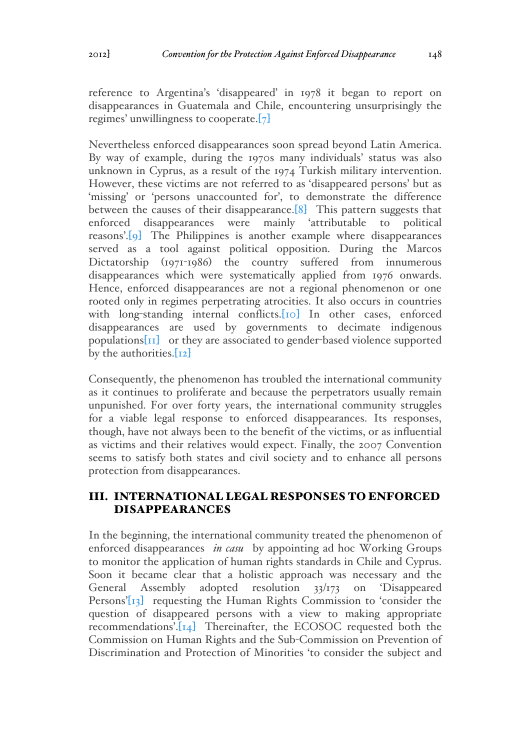reference to Argentina's 'disappeared' in 1978 it began to report on disappearances in Guatemala and Chile, encountering unsurprisingly the regimes' unwillingness to cooperate.[7]

Nevertheless enforced disappearances soon spread beyond Latin America. By way of example, during the 1970s many individuals' status was also unknown in Cyprus, as a result of the 1974 Turkish military intervention. However, these victims are not referred to as 'disappeared persons' but as 'missing' or 'persons unaccounted for', to demonstrate the difference between the causes of their disappearance.[8] This pattern suggests that enforced disappearances were mainly 'attributable to political reasons'.[9] The Philippines is another example where disappearances served as a tool against political opposition. During the Marcos Dictatorship (1971-1986) the country suffered from innumerous disappearances which were systematically applied from 1976 onwards. Hence, enforced disappearances are not a regional phenomenon or one rooted only in regimes perpetrating atrocities. It also occurs in countries with long-standing internal conflicts.[10] In other cases, enforced disappearances are used by governments to decimate indigenous populations[11] or they are associated to gender-based violence supported by the authorities.[12]

Consequently, the phenomenon has troubled the international community as it continues to proliferate and because the perpetrators usually remain unpunished. For over forty years, the international community struggles for a viable legal response to enforced disappearances. Its responses, though, have not always been to the benefit of the victims, or as influential as victims and their relatives would expect. Finally, the 2007 Convention seems to satisfy both states and civil society and to enhance all persons protection from disappearances.

## III. INTERNATIONAL LEGAL RESPONSES TO ENFORCED DISAPPEARANCES

In the beginning, the international community treated the phenomenon of enforced disappearances *in casu* by appointing ad hoc Working Groups to monitor the application of human rights standards in Chile and Cyprus. Soon it became clear that a holistic approach was necessary and the General Assembly adopted resolution 33/173 on 'Disappeared Persons'[13] requesting the Human Rights Commission to 'consider the question of disappeared persons with a view to making appropriate recommendations'.[14] Thereinafter, the ECOSOC requested both the Commission on Human Rights and the Sub-Commission on Prevention of Discrimination and Protection of Minorities 'to consider the subject and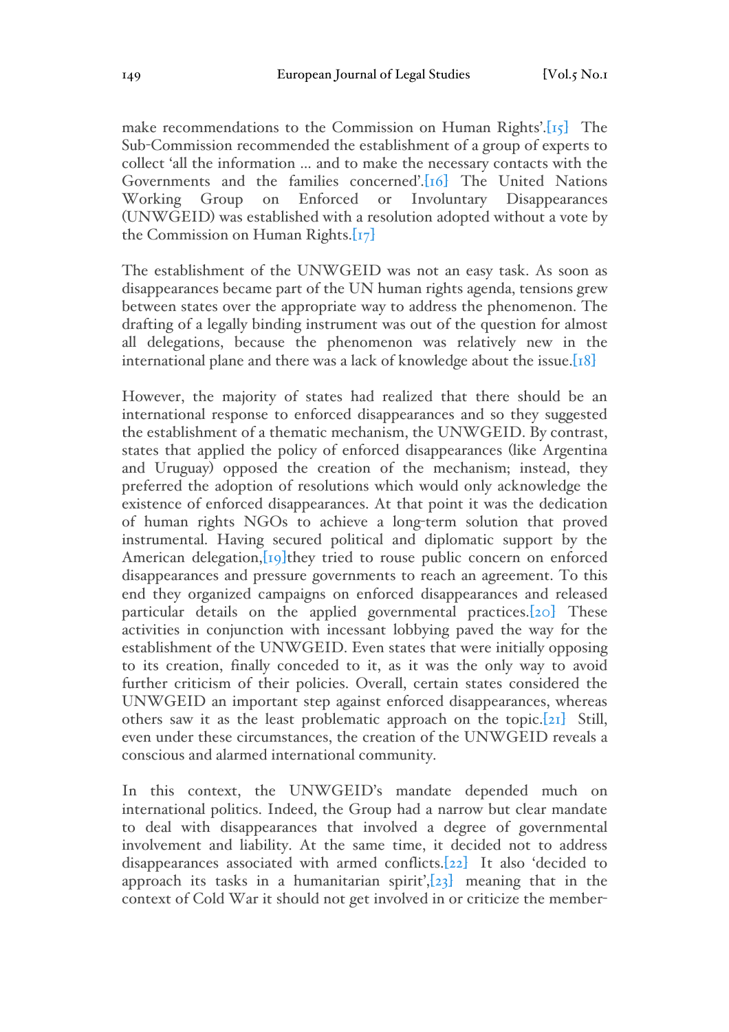make recommendations to the Commission on Human Rights'.[15] The Sub-Commission recommended the establishment of a group of experts to collect 'all the information … and to make the necessary contacts with the Governments and the families concerned'.[16] The United Nations Working Group on Enforced or Involuntary Disappearances (UNWGEID) was established with a resolution adopted without a vote by the Commission on Human Rights.[17]

The establishment of the UNWGEID was not an easy task. As soon as disappearances became part of the UN human rights agenda, tensions grew between states over the appropriate way to address the phenomenon. The drafting of a legally binding instrument was out of the question for almost all delegations, because the phenomenon was relatively new in the international plane and there was a lack of knowledge about the issue.[18]

However, the majority of states had realized that there should be an international response to enforced disappearances and so they suggested the establishment of a thematic mechanism, the UNWGEID. By contrast, states that applied the policy of enforced disappearances (like Argentina and Uruguay) opposed the creation of the mechanism; instead, they preferred the adoption of resolutions which would only acknowledge the existence of enforced disappearances. At that point it was the dedication of human rights NGOs to achieve a long-term solution that proved instrumental. Having secured political and diplomatic support by the American delegation,[19]they tried to rouse public concern on enforced disappearances and pressure governments to reach an agreement. To this end they organized campaigns on enforced disappearances and released particular details on the applied governmental practices.[20] These activities in conjunction with incessant lobbying paved the way for the establishment of the UNWGEID. Even states that were initially opposing to its creation, finally conceded to it, as it was the only way to avoid further criticism of their policies. Overall, certain states considered the UNWGEID an important step against enforced disappearances, whereas others saw it as the least problematic approach on the topic.[21] Still, even under these circumstances, the creation of the UNWGEID reveals a conscious and alarmed international community.

In this context, the UNWGEID's mandate depended much on international politics. Indeed, the Group had a narrow but clear mandate to deal with disappearances that involved a degree of governmental involvement and liability. At the same time, it decided not to address disappearances associated with armed conflicts.[22] It also 'decided to approach its tasks in a humanitarian spirit',[23] meaning that in the context of Cold War it should not get involved in or criticize the member-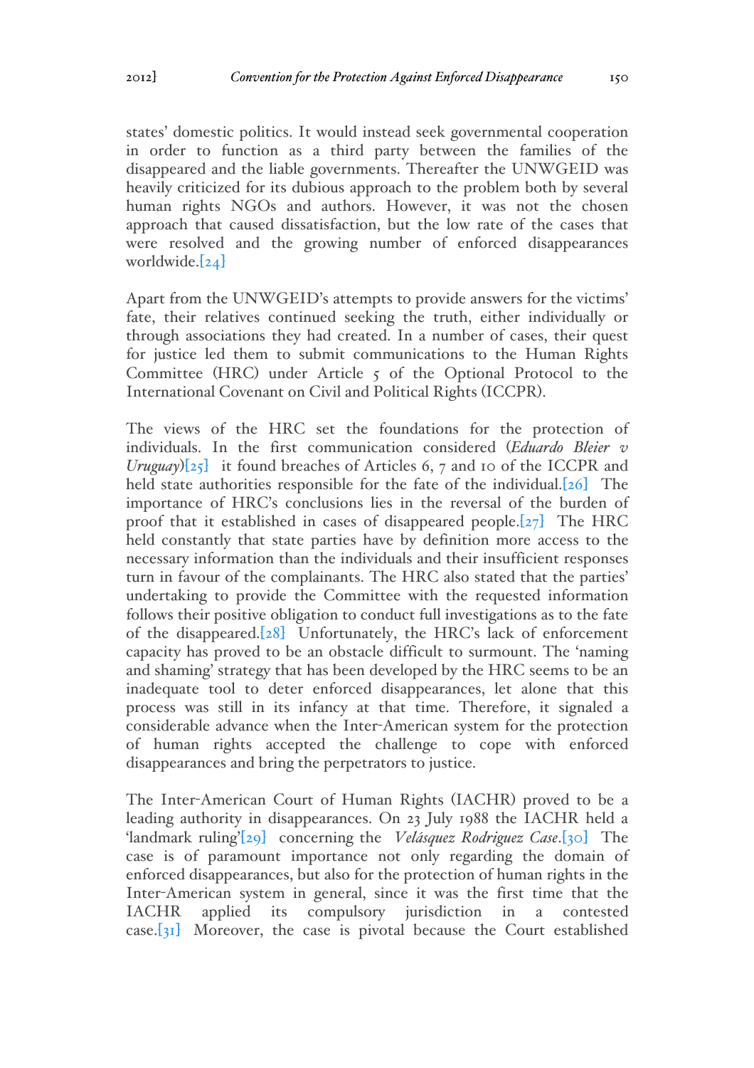states' domestic politics. It would instead seek governmental cooperation in order to function as a third party between the families of the disappeared and the liable governments. Thereafter the UNWGEID was heavily criticized for its dubious approach to the problem both by several human rights NGOs and authors. However, it was not the chosen approach that caused dissatisfaction, but the low rate of the cases that were resolved and the growing number of enforced disappearances worldwide.[24]

Apart from the UNWGEID's attempts to provide answers for the victims' fate, their relatives continued seeking the truth, either individually or through associations they had created. In a number of cases, their quest for justice led them to submit communications to the Human Rights Committee (HRC) under Article 5 of the Optional Protocol to the International Covenant on Civil and Political Rights (ICCPR).

The views of the HRC set the foundations for the protection of individuals. In the first communication considered (*Eduardo Bleier v Uruguay*)[25] it found breaches of Articles 6, 7 and 10 of the ICCPR and held state authorities responsible for the fate of the individual.[26] The importance of HRC's conclusions lies in the reversal of the burden of proof that it established in cases of disappeared people.[27] The HRC held constantly that state parties have by definition more access to the necessary information than the individuals and their insufficient responses turn in favour of the complainants. The HRC also stated that the parties' undertaking to provide the Committee with the requested information follows their positive obligation to conduct full investigations as to the fate of the disappeared.[28] Unfortunately, the HRC's lack of enforcement capacity has proved to be an obstacle difficult to surmount. The 'naming and shaming' strategy that has been developed by the HRC seems to be an inadequate tool to deter enforced disappearances, let alone that this process was still in its infancy at that time. Therefore, it signaled a considerable advance when the Inter-American system for the protection of human rights accepted the challenge to cope with enforced disappearances and bring the perpetrators to justice.

The Inter-American Court of Human Rights (IACHR) proved to be a leading authority in disappearances. On 23 July 1988 the IACHR held a 'landmark ruling'[29] concerning the *Velásquez Rodriguez Case*.[30] The case is of paramount importance not only regarding the domain of enforced disappearances, but also for the protection of human rights in the Inter-American system in general, since it was the first time that the IACHR applied its compulsory jurisdiction in a contested case.[31] Moreover, the case is pivotal because the Court established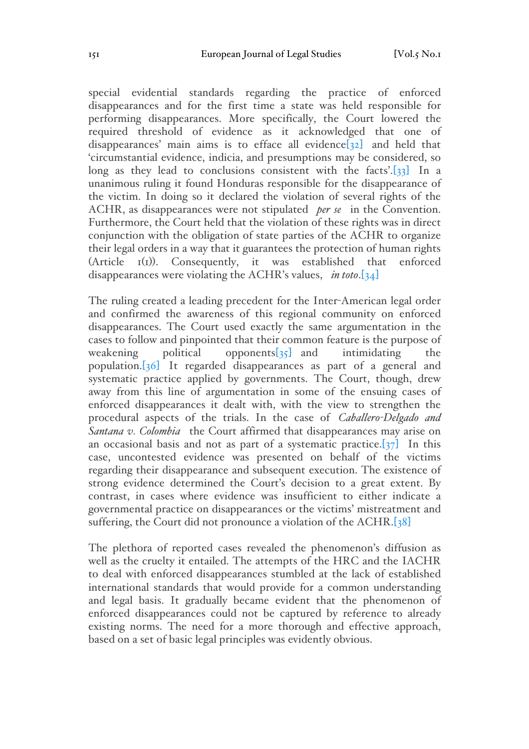special evidential standards regarding the practice of enforced disappearances and for the first time a state was held responsible for performing disappearances. More specifically, the Court lowered the required threshold of evidence as it acknowledged that one of disappearances' main aims is to efface all evidence[32] and held that 'circumstantial evidence, indicia, and presumptions may be considered, so long as they lead to conclusions consistent with the facts'.[33] In a unanimous ruling it found Honduras responsible for the disappearance of the victim. In doing so it declared the violation of several rights of the ACHR, as disappearances were not stipulated *per se* in the Convention. Furthermore, the Court held that the violation of these rights was in direct conjunction with the obligation of state parties of the ACHR to organize their legal orders in a way that it guarantees the protection of human rights (Article 1(1)). Consequently, it was established that enforced disappearances were violating the ACHR's values, *in toto*.[34]

The ruling created a leading precedent for the Inter-American legal order and confirmed the awareness of this regional community on enforced disappearances. The Court used exactly the same argumentation in the cases to follow and pinpointed that their common feature is the purpose of weakening political opponents[35] and intimidating the population.[36] It regarded disappearances as part of a general and systematic practice applied by governments. The Court, though, drew away from this line of argumentation in some of the ensuing cases of enforced disappearances it dealt with, with the view to strengthen the procedural aspects of the trials. In the case of *Caballero-Delgado and Santana v. Colombia* the Court affirmed that disappearances may arise on an occasional basis and not as part of a systematic practice.[37] In this case, uncontested evidence was presented on behalf of the victims regarding their disappearance and subsequent execution. The existence of strong evidence determined the Court's decision to a great extent. By contrast, in cases where evidence was insufficient to either indicate a governmental practice on disappearances or the victims' mistreatment and suffering, the Court did not pronounce a violation of the ACHR.[38]

The plethora of reported cases revealed the phenomenon's diffusion as well as the cruelty it entailed. The attempts of the HRC and the IACHR to deal with enforced disappearances stumbled at the lack of established international standards that would provide for a common understanding and legal basis. It gradually became evident that the phenomenon of enforced disappearances could not be captured by reference to already existing norms. The need for a more thorough and effective approach, based on a set of basic legal principles was evidently obvious.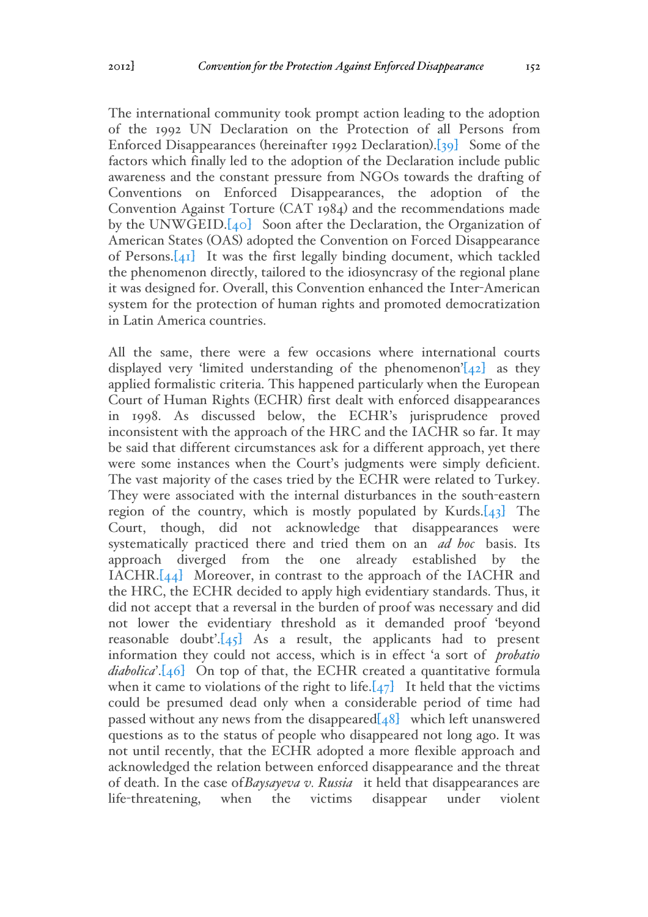The international community took prompt action leading to the adoption of the 1992 UN Declaration on the Protection of all Persons from Enforced Disappearances (hereinafter 1992 Declaration).[39] Some of the factors which finally led to the adoption of the Declaration include public awareness and the constant pressure from NGOs towards the drafting of Conventions on Enforced Disappearances, the adoption of the Convention Against Torture (CAT 1984) and the recommendations made by the UNWGEID.[40] Soon after the Declaration, the Organization of American States (OAS) adopted the Convention on Forced Disappearance of Persons.[41] It was the first legally binding document, which tackled the phenomenon directly, tailored to the idiosyncrasy of the regional plane it was designed for. Overall, this Convention enhanced the Inter-American system for the protection of human rights and promoted democratization in Latin America countries.

All the same, there were a few occasions where international courts displayed very 'limited understanding of the phenomenon'[42] as they applied formalistic criteria. This happened particularly when the European Court of Human Rights (ECHR) first dealt with enforced disappearances in 1998. As discussed below, the ECHR's jurisprudence proved inconsistent with the approach of the HRC and the IACHR so far. It may be said that different circumstances ask for a different approach, yet there were some instances when the Court's judgments were simply deficient. The vast majority of the cases tried by the ECHR were related to Turkey. They were associated with the internal disturbances in the south-eastern region of the country, which is mostly populated by Kurds.[43] The Court, though, did not acknowledge that disappearances were systematically practiced there and tried them on an *ad hoc* basis. Its approach diverged from the one already established by the IACHR.[44] Moreover, in contrast to the approach of the IACHR and the HRC, the ECHR decided to apply high evidentiary standards. Thus, it did not accept that a reversal in the burden of proof was necessary and did not lower the evidentiary threshold as it demanded proof 'beyond reasonable doubt'.[45] As a result, the applicants had to present information they could not access, which is in effect 'a sort of *probatio diabolica*'.[46] On top of that, the ECHR created a quantitative formula when it came to violations of the right to life.[47] It held that the victims could be presumed dead only when a considerable period of time had passed without any news from the disappeared[48] which left unanswered questions as to the status of people who disappeared not long ago. It was not until recently, that the ECHR adopted a more flexible approach and acknowledged the relation between enforced disappearance and the threat of death. In the case of *Baysayeva v. Russia* it held that disappearances are life-threatening, when the victims disappear under violent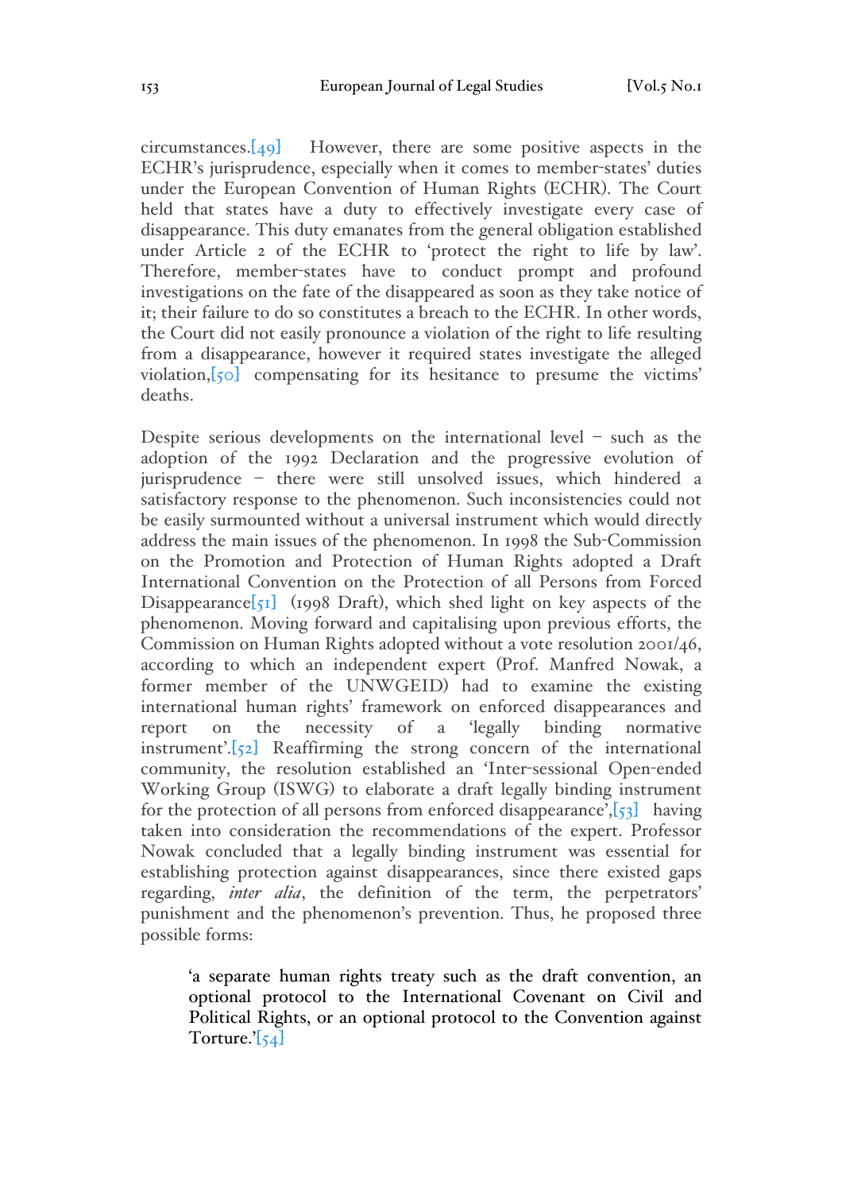circumstances.[49] However, there are some positive aspects in the ECHR's jurisprudence, especially when it comes to member-states' duties under the European Convention of Human Rights (ECHR). The Court held that states have a duty to effectively investigate every case of disappearance. This duty emanates from the general obligation established under Article 2 of the ECHR to 'protect the right to life by law'. Therefore, member-states have to conduct prompt and profound investigations on the fate of the disappeared as soon as they take notice of it; their failure to do so constitutes a breach to the ECHR. In other words, the Court did not easily pronounce a violation of the right to life resulting from a disappearance, however it required states investigate the alleged violation,[50] compensating for its hesitance to presume the victims' deaths.

Despite serious developments on the international level – such as the adoption of the 1992 Declaration and the progressive evolution of jurisprudence – there were still unsolved issues, which hindered a satisfactory response to the phenomenon. Such inconsistencies could not be easily surmounted without a universal instrument which would directly address the main issues of the phenomenon. In 1998 the Sub-Commission on the Promotion and Protection of Human Rights adopted a Draft International Convention on the Protection of all Persons from Forced Disappearance[51] (1998 Draft), which shed light on key aspects of the phenomenon. Moving forward and capitalising upon previous efforts, the Commission on Human Rights adopted without a vote resolution 2001/46, according to which an independent expert (Prof. Manfred Nowak, a former member of the UNWGEID) had to examine the existing international human rights' framework on enforced disappearances and report on the necessity of a 'legally binding normative instrument'.[52] Reaffirming the strong concern of the international community, the resolution established an 'Inter-sessional Open-ended Working Group (ISWG) to elaborate a draft legally binding instrument for the protection of all persons from enforced disappearance',[53] having taken into consideration the recommendations of the expert. Professor Nowak concluded that a legally binding instrument was essential for establishing protection against disappearances, since there existed gaps regarding, *inter alia*, the definition of the term, the perpetrators' punishment and the phenomenon's prevention. Thus, he proposed three possible forms:

> 'a separate human rights treaty such as the draft convention, an optional protocol to the International Covenant on Civil and Political Rights, or an optional protocol to the Convention against Torture.'[54]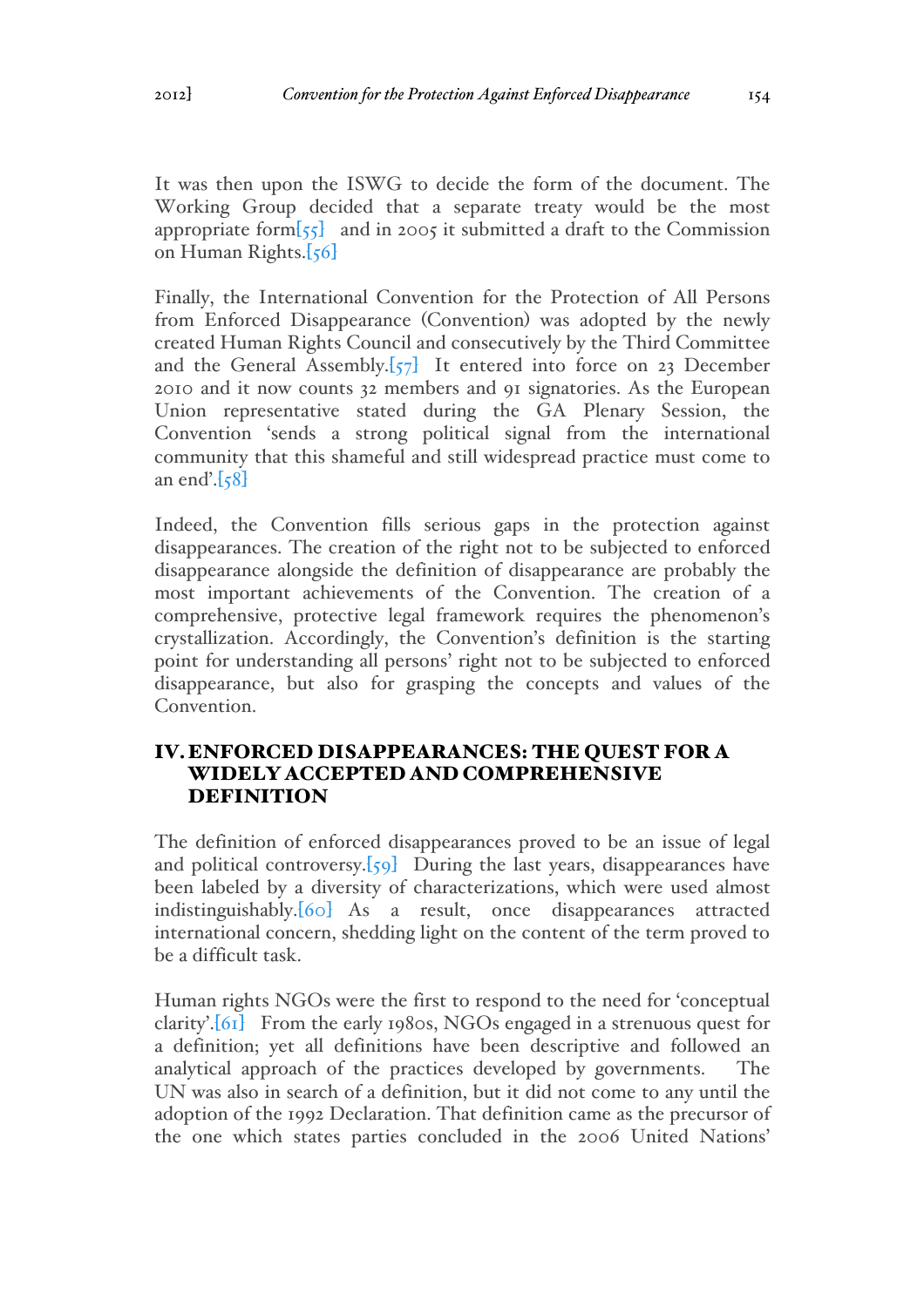It was then upon the ISWG to decide the form of the document. The Working Group decided that a separate treaty would be the most appropriate form[55] and in 2005 it submitted a draft to the Commission on Human Rights.[56]

Finally, the International Convention for the Protection of All Persons from Enforced Disappearance (Convention) was adopted by the newly created Human Rights Council and consecutively by the Third Committee and the General Assembly.[57] It entered into force on 23 December 2010 and it now counts 32 members and 91 signatories. As the European Union representative stated during the GA Plenary Session, the Convention 'sends a strong political signal from the international community that this shameful and still widespread practice must come to an end'.[58]

Indeed, the Convention fills serious gaps in the protection against disappearances. The creation of the right not to be subjected to enforced disappearance alongside the definition of disappearance are probably the most important achievements of the Convention. The creation of a comprehensive, protective legal framework requires the phenomenon's crystallization. Accordingly, the Convention's definition is the starting point for understanding all persons' right not to be subjected to enforced disappearance, but also for grasping the concepts and values of the Convention.

## IV. ENFORCED DISAPPEARANCES: THE QUEST FOR A WIDELY ACCEPTED AND COMPREHENSIVE DEFINITION

The definition of enforced disappearances proved to be an issue of legal and political controversy.[59] During the last years, disappearances have been labeled by a diversity of characterizations, which were used almost indistinguishably.[60] As a result, once disappearances attracted international concern, shedding light on the content of the term proved to be a difficult task.

Human rights NGOs were the first to respond to the need for 'conceptual clarity'.[61] From the early 1980s, NGOs engaged in a strenuous quest for a definition; yet all definitions have been descriptive and followed an analytical approach of the practices developed by governments. The UN was also in search of a definition, but it did not come to any until the adoption of the 1992 Declaration. That definition came as the precursor of the one which states parties concluded in the 2006 United Nations'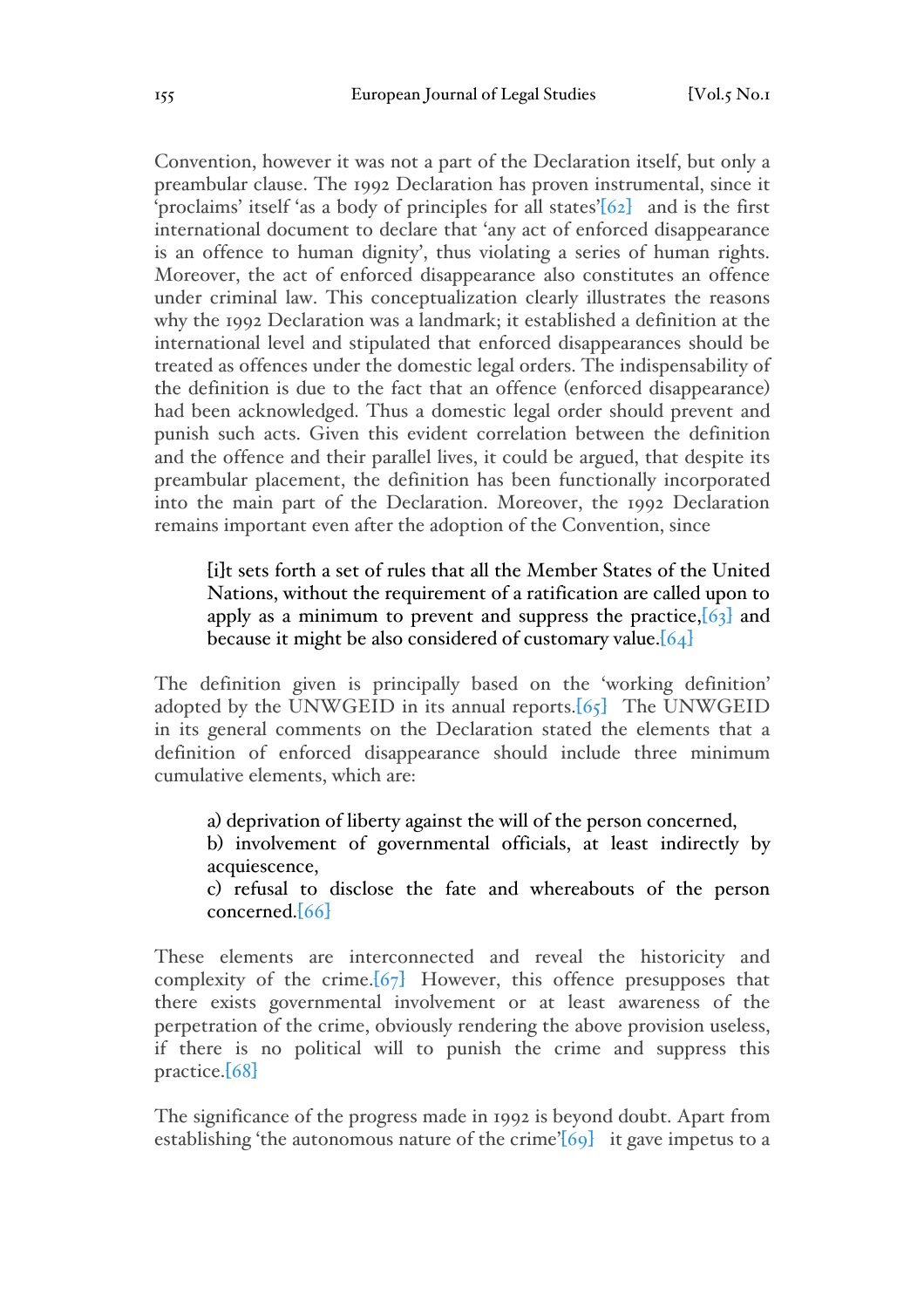Convention, however it was not a part of the Declaration itself, but only a preambular clause. The 1992 Declaration has proven instrumental, since it 'proclaims' itself 'as a body of principles for all states'[62] and is the first international document to declare that 'any act of enforced disappearance is an offence to human dignity', thus violating a series of human rights. Moreover, the act of enforced disappearance also constitutes an offence under criminal law. This conceptualization clearly illustrates the reasons why the 1992 Declaration was a landmark; it established a definition at the international level and stipulated that enforced disappearances should be treated as offences under the domestic legal orders. The indispensability of the definition is due to the fact that an offence (enforced disappearance) had been acknowledged. Thus a domestic legal order should prevent and punish such acts. Given this evident correlation between the definition and the offence and their parallel lives, it could be argued, that despite its preambular placement, the definition has been functionally incorporated into the main part of the Declaration. Moreover, the 1992 Declaration remains important even after the adoption of the Convention, since

> [i]t sets forth a set of rules that all the Member States of the United Nations, without the requirement of a ratification are called upon to apply as a minimum to prevent and suppress the practice,[63] and because it might be also considered of customary value.[64]

The definition given is principally based on the 'working definition' adopted by the UNWGEID in its annual reports.[65] The UNWGEID in its general comments on the Declaration stated the elements that a definition of enforced disappearance should include three minimum cumulative elements, which are:

> a) deprivation of liberty against the will of the person concerned,
> b) involvement of governmental officials, at least indirectly by acquiescence,
> c) refusal to disclose the fate and whereabouts of the person concerned.[66]

These elements are interconnected and reveal the historicity and complexity of the crime.[67] However, this offence presupposes that there exists governmental involvement or at least awareness of the perpetration of the crime, obviously rendering the above provision useless, if there is no political will to punish the crime and suppress this practice.[68]

The significance of the progress made in 1992 is beyond doubt. Apart from establishing 'the autonomous nature of the crime'[69] it gave impetus to a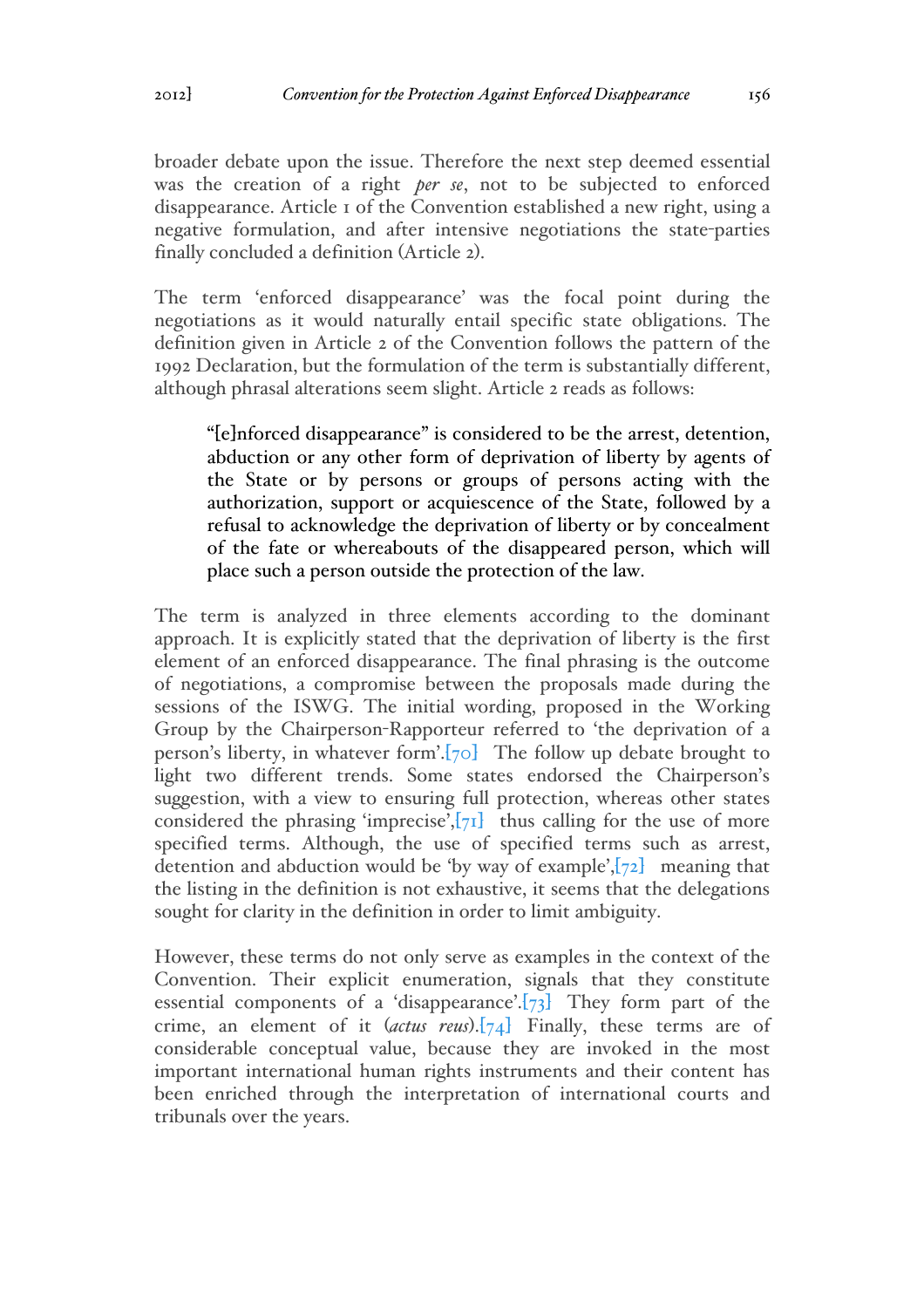broader debate upon the issue. Therefore the next step deemed essential was the creation of a right *per se*, not to be subjected to enforced disappearance. Article 1 of the Convention established a new right, using a negative formulation, and after intensive negotiations the state-parties finally concluded a definition (Article 2).

The term 'enforced disappearance' was the focal point during the negotiations as it would naturally entail specific state obligations. The definition given in Article 2 of the Convention follows the pattern of the 1992 Declaration, but the formulation of the term is substantially different, although phrasal alterations seem slight. Article 2 reads as follows:

> "[e]nforced disappearance" is considered to be the arrest, detention, abduction or any other form of deprivation of liberty by agents of the State or by persons or groups of persons acting with the authorization, support or acquiescence of the State, followed by a refusal to acknowledge the deprivation of liberty or by concealment of the fate or whereabouts of the disappeared person, which will place such a person outside the protection of the law.

The term is analyzed in three elements according to the dominant approach. It is explicitly stated that the deprivation of liberty is the first element of an enforced disappearance. The final phrasing is the outcome of negotiations, a compromise between the proposals made during the sessions of the ISWG. The initial wording, proposed in the Working Group by the Chairperson-Rapporteur referred to 'the deprivation of a person's liberty, in whatever form'.[70] The follow up debate brought to light two different trends. Some states endorsed the Chairperson's suggestion, with a view to ensuring full protection, whereas other states considered the phrasing 'imprecise',[71] thus calling for the use of more specified terms. Although, the use of specified terms such as arrest, detention and abduction would be 'by way of example',[72] meaning that the listing in the definition is not exhaustive, it seems that the delegations sought for clarity in the definition in order to limit ambiguity.

However, these terms do not only serve as examples in the context of the Convention. Their explicit enumeration, signals that they constitute essential components of a 'disappearance'.[73] They form part of the crime, an element of it (*actus reus*).[74] Finally, these terms are of considerable conceptual value, because they are invoked in the most important international human rights instruments and their content has been enriched through the interpretation of international courts and tribunals over the years.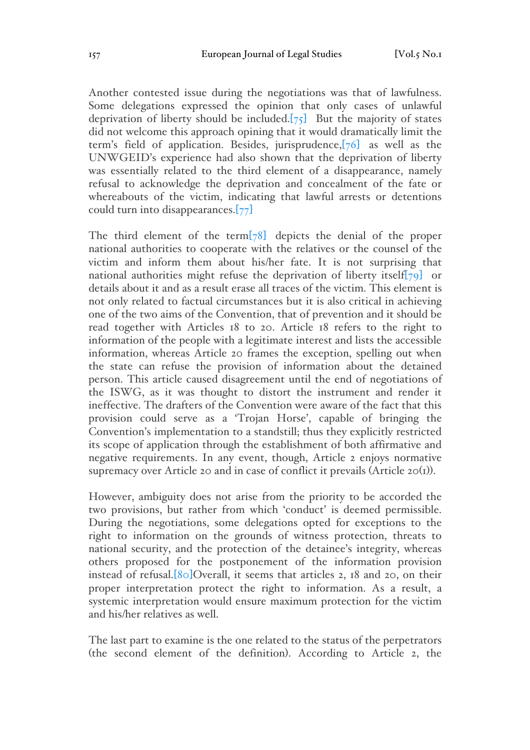Another contested issue during the negotiations was that of lawfulness. Some delegations expressed the opinion that only cases of unlawful deprivation of liberty should be included.[75] But the majority of states did not welcome this approach opining that it would dramatically limit the term's field of application. Besides, jurisprudence,[76] as well as the UNWGEID's experience had also shown that the deprivation of liberty was essentially related to the third element of a disappearance, namely refusal to acknowledge the deprivation and concealment of the fate or whereabouts of the victim, indicating that lawful arrests or detentions could turn into disappearances.[77]

The third element of the term[78] depicts the denial of the proper national authorities to cooperate with the relatives or the counsel of the victim and inform them about his/her fate. It is not surprising that national authorities might refuse the deprivation of liberty itself[79] or details about it and as a result erase all traces of the victim. This element is not only related to factual circumstances but it is also critical in achieving one of the two aims of the Convention, that of prevention and it should be read together with Articles 18 to 20. Article 18 refers to the right to information of the people with a legitimate interest and lists the accessible information, whereas Article 20 frames the exception, spelling out when the state can refuse the provision of information about the detained person. This article caused disagreement until the end of negotiations of the ISWG, as it was thought to distort the instrument and render it ineffective. The drafters of the Convention were aware of the fact that this provision could serve as a 'Trojan Horse', capable of bringing the Convention's implementation to a standstill; thus they explicitly restricted its scope of application through the establishment of both affirmative and negative requirements. In any event, though, Article 2 enjoys normative supremacy over Article 20 and in case of conflict it prevails (Article 20(1)).

However, ambiguity does not arise from the priority to be accorded the two provisions, but rather from which 'conduct' is deemed permissible. During the negotiations, some delegations opted for exceptions to the right to information on the grounds of witness protection, threats to national security, and the protection of the detainee's integrity, whereas others proposed for the postponement of the information provision instead of refusal.[80]Overall, it seems that articles 2, 18 and 20, on their proper interpretation protect the right to information. As a result, a systemic interpretation would ensure maximum protection for the victim and his/her relatives as well.

The last part to examine is the one related to the status of the perpetrators (the second element of the definition). According to Article 2, the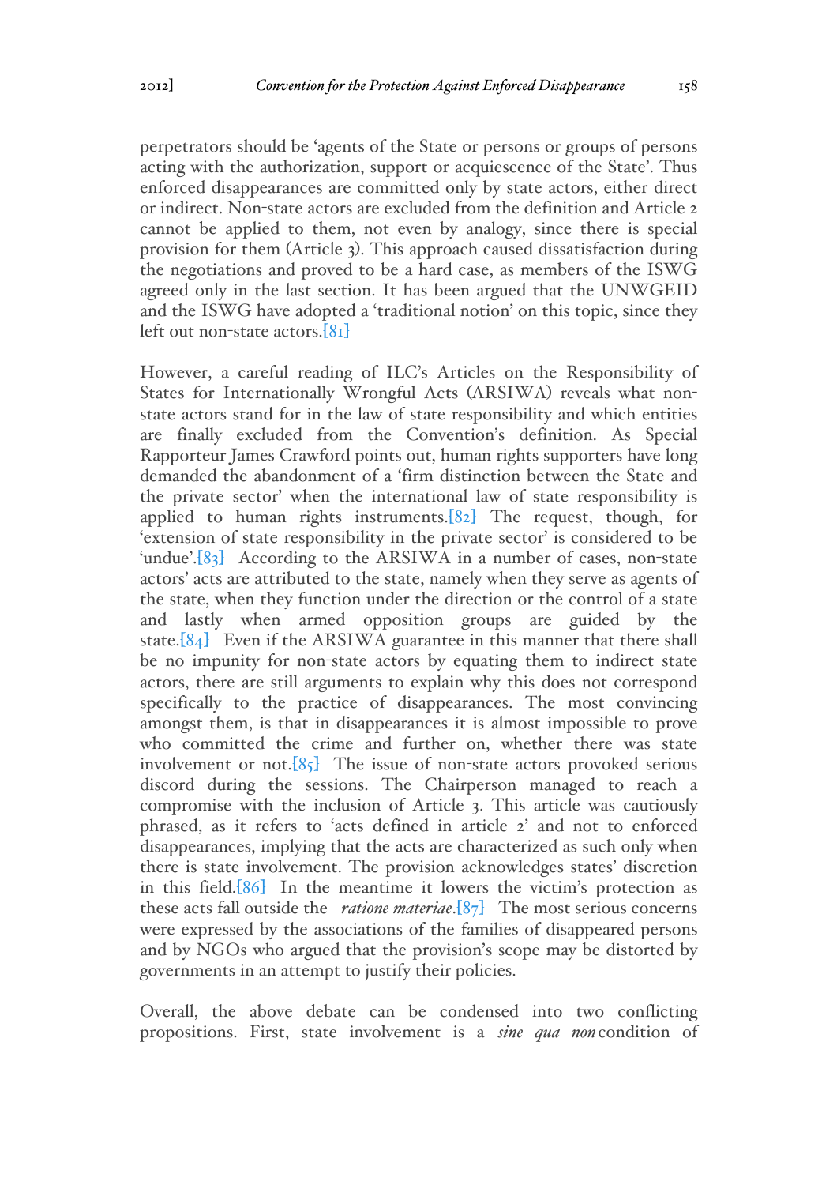perpetrators should be 'agents of the State or persons or groups of persons acting with the authorization, support or acquiescence of the State'. Thus enforced disappearances are committed only by state actors, either direct or indirect. Non-state actors are excluded from the definition and Article 2 cannot be applied to them, not even by analogy, since there is special provision for them (Article 3). This approach caused dissatisfaction during the negotiations and proved to be a hard case, as members of the ISWG agreed only in the last section. It has been argued that the UNWGEID and the ISWG have adopted a 'traditional notion' on this topic, since they left out non-state actors.[81]

However, a careful reading of ILC's Articles on the Responsibility of States for Internationally Wrongful Acts (ARSIWA) reveals what non-state actors stand for in the law of state responsibility and which entities are finally excluded from the Convention's definition. As Special Rapporteur James Crawford points out, human rights supporters have long demanded the abandonment of a 'firm distinction between the State and the private sector' when the international law of state responsibility is applied to human rights instruments.[82] The request, though, for 'extension of state responsibility in the private sector' is considered to be 'undue'.[83] According to the ARSIWA in a number of cases, non-state actors' acts are attributed to the state, namely when they serve as agents of the state, when they function under the direction or the control of a state and lastly when armed opposition groups are guided by the state.[84] Even if the ARSIWA guarantee in this manner that there shall be no impunity for non-state actors by equating them to indirect state actors, there are still arguments to explain why this does not correspond specifically to the practice of disappearances. The most convincing amongst them, is that in disappearances it is almost impossible to prove who committed the crime and further on, whether there was state involvement or not.[85] The issue of non-state actors provoked serious discord during the sessions. The Chairperson managed to reach a compromise with the inclusion of Article 3. This article was cautiously phrased, as it refers to 'acts defined in article 2' and not to enforced disappearances, implying that the acts are characterized as such only when there is state involvement. The provision acknowledges states' discretion in this field.[86] In the meantime it lowers the victim's protection as these acts fall outside the *ratione materiae*.[87] The most serious concerns were expressed by the associations of the families of disappeared persons and by NGOs who argued that the provision's scope may be distorted by governments in an attempt to justify their policies.

Overall, the above debate can be condensed into two conflicting propositions. First, state involvement is a *sine qua non* condition of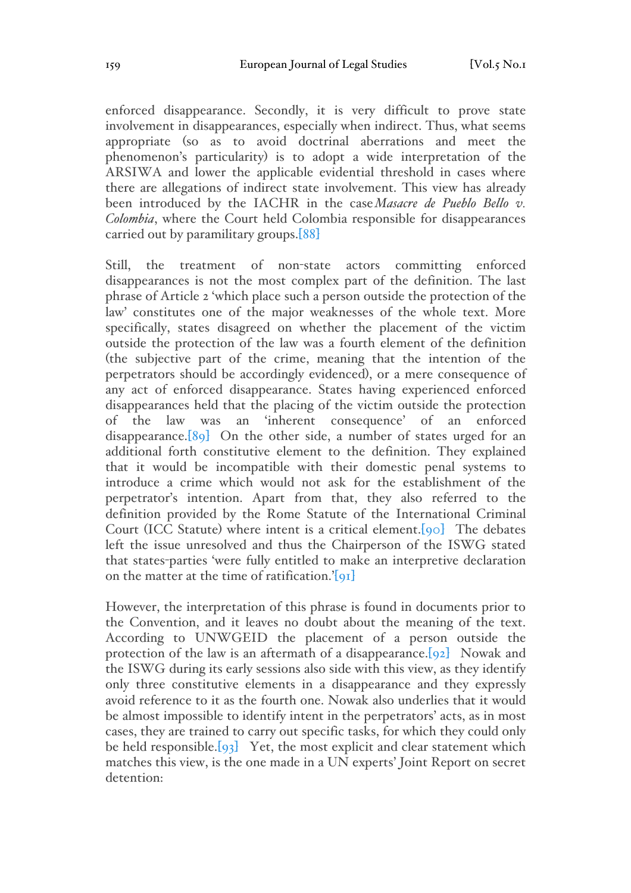enforced disappearance. Secondly, it is very difficult to prove state involvement in disappearances, especially when indirect. Thus, what seems appropriate (so as to avoid doctrinal aberrations and meet the phenomenon's particularity) is to adopt a wide interpretation of the ARSIWA and lower the applicable evidential threshold in cases where there are allegations of indirect state involvement. This view has already been introduced by the IACHR in the case *Masacre de Pueblo Bello v. Colombia*, where the Court held Colombia responsible for disappearances carried out by paramilitary groups.[88]

Still, the treatment of non-state actors committing enforced disappearances is not the most complex part of the definition. The last phrase of Article 2 'which place such a person outside the protection of the law' constitutes one of the major weaknesses of the whole text. More specifically, states disagreed on whether the placement of the victim outside the protection of the law was a fourth element of the definition (the subjective part of the crime, meaning that the intention of the perpetrators should be accordingly evidenced), or a mere consequence of any act of enforced disappearance. States having experienced enforced disappearances held that the placing of the victim outside the protection of the law was an 'inherent consequence' of an enforced disappearance.[89] On the other side, a number of states urged for an additional forth constitutive element to the definition. They explained that it would be incompatible with their domestic penal systems to introduce a crime which would not ask for the establishment of the perpetrator's intention. Apart from that, they also referred to the definition provided by the Rome Statute of the International Criminal Court (ICC Statute) where intent is a critical element.[90] The debates left the issue unresolved and thus the Chairperson of the ISWG stated that states-parties 'were fully entitled to make an interpretive declaration on the matter at the time of ratification.'[91]

However, the interpretation of this phrase is found in documents prior to the Convention, and it leaves no doubt about the meaning of the text. According to UNWGEID the placement of a person outside the protection of the law is an aftermath of a disappearance.[92] Nowak and the ISWG during its early sessions also side with this view, as they identify only three constitutive elements in a disappearance and they expressly avoid reference to it as the fourth one. Nowak also underlies that it would be almost impossible to identify intent in the perpetrators' acts, as in most cases, they are trained to carry out specific tasks, for which they could only be held responsible.[93] Yet, the most explicit and clear statement which matches this view, is the one made in a UN experts' Joint Report on secret detention: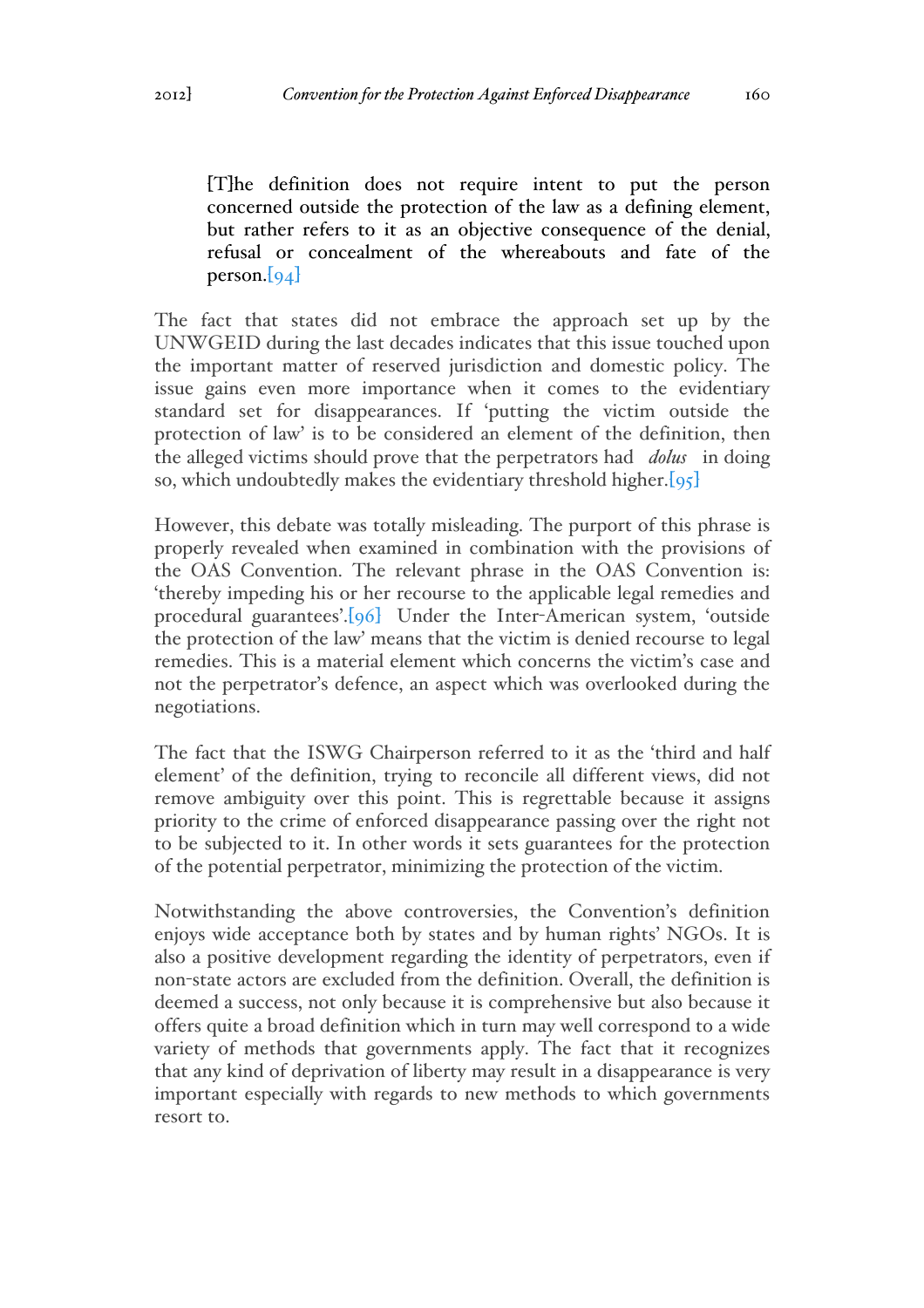> [T]he definition does not require intent to put the person concerned outside the protection of the law as a defining element, but rather refers to it as an objective consequence of the denial, refusal or concealment of the whereabouts and fate of the person.[94]

The fact that states did not embrace the approach set up by the UNWGEID during the last decades indicates that this issue touched upon the important matter of reserved jurisdiction and domestic policy. The issue gains even more importance when it comes to the evidentiary standard set for disappearances. If 'putting the victim outside the protection of law' is to be considered an element of the definition, then the alleged victims should prove that the perpetrators had *dolus* in doing so, which undoubtedly makes the evidentiary threshold higher.[95]

However, this debate was totally misleading. The purport of this phrase is properly revealed when examined in combination with the provisions of the OAS Convention. The relevant phrase in the OAS Convention is: 'thereby impeding his or her recourse to the applicable legal remedies and procedural guarantees'.[96] Under the Inter-American system, 'outside the protection of the law' means that the victim is denied recourse to legal remedies. This is a material element which concerns the victim's case and not the perpetrator's defence, an aspect which was overlooked during the negotiations.

The fact that the ISWG Chairperson referred to it as the 'third and half element' of the definition, trying to reconcile all different views, did not remove ambiguity over this point. This is regrettable because it assigns priority to the crime of enforced disappearance passing over the right not to be subjected to it. In other words it sets guarantees for the protection of the potential perpetrator, minimizing the protection of the victim.

Notwithstanding the above controversies, the Convention's definition enjoys wide acceptance both by states and by human rights' NGOs. It is also a positive development regarding the identity of perpetrators, even if non-state actors are excluded from the definition. Overall, the definition is deemed a success, not only because it is comprehensive but also because it offers quite a broad definition which in turn may well correspond to a wide variety of methods that governments apply. The fact that it recognizes that any kind of deprivation of liberty may result in a disappearance is very important especially with regards to new methods to which governments resort to.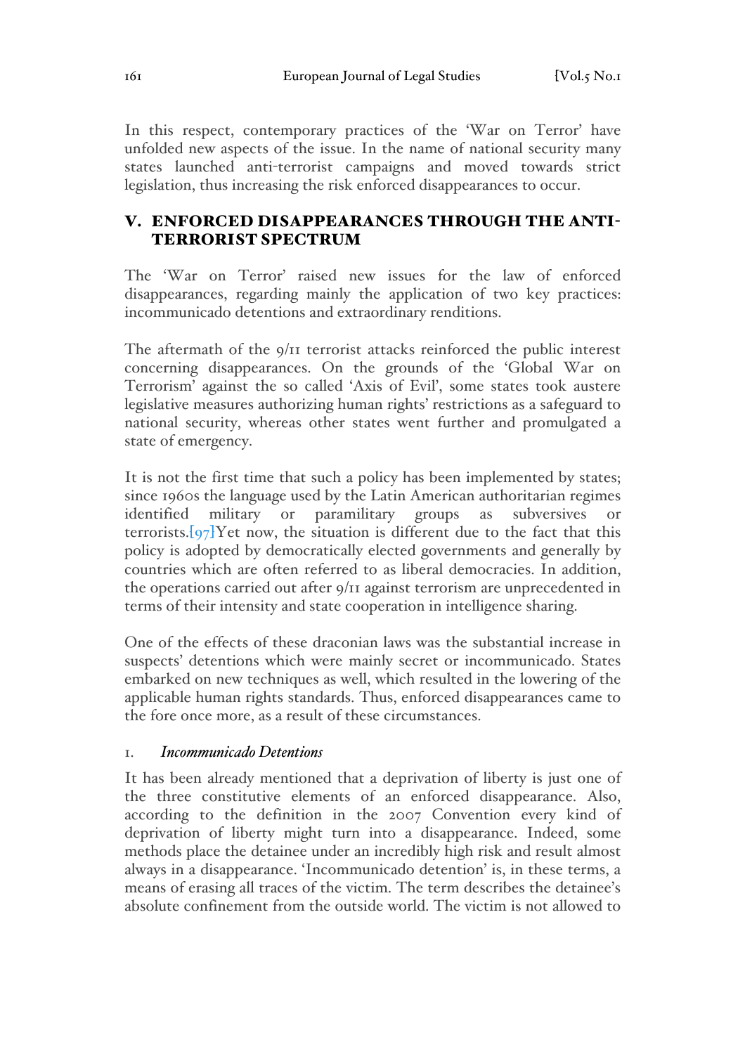In this respect, contemporary practices of the 'War on Terror' have unfolded new aspects of the issue. In the name of national security many states launched anti-terrorist campaigns and moved towards strict legislation, thus increasing the risk enforced disappearances to occur.

## V. ENFORCED DISAPPEARANCES THROUGH THE ANTI-TERRORIST SPECTRUM

The 'War on Terror' raised new issues for the law of enforced disappearances, regarding mainly the application of two key practices: incommunicado detentions and extraordinary renditions.

The aftermath of the 9/11 terrorist attacks reinforced the public interest concerning disappearances. On the grounds of the 'Global War on Terrorism' against the so called 'Axis of Evil', some states took austere legislative measures authorizing human rights' restrictions as a safeguard to national security, whereas other states went further and promulgated a state of emergency.

It is not the first time that such a policy has been implemented by states; since 1960s the language used by the Latin American authoritarian regimes identified military or paramilitary groups as subversives or terrorists.[97]Yet now, the situation is different due to the fact that this policy is adopted by democratically elected governments and generally by countries which are often referred to as liberal democracies. In addition, the operations carried out after 9/11 against terrorism are unprecedented in terms of their intensity and state cooperation in intelligence sharing.

One of the effects of these draconian laws was the substantial increase in suspects' detentions which were mainly secret or incommunicado. States embarked on new techniques as well, which resulted in the lowering of the applicable human rights standards. Thus, enforced disappearances came to the fore once more, as a result of these circumstances.

### 1. *Incommunicado Detentions*

It has been already mentioned that a deprivation of liberty is just one of the three constitutive elements of an enforced disappearance. Also, according to the definition in the 2007 Convention every kind of deprivation of liberty might turn into a disappearance. Indeed, some methods place the detainee under an incredibly high risk and result almost always in a disappearance. 'Incommunicado detention' is, in these terms, a means of erasing all traces of the victim. The term describes the detainee's absolute confinement from the outside world. The victim is not allowed to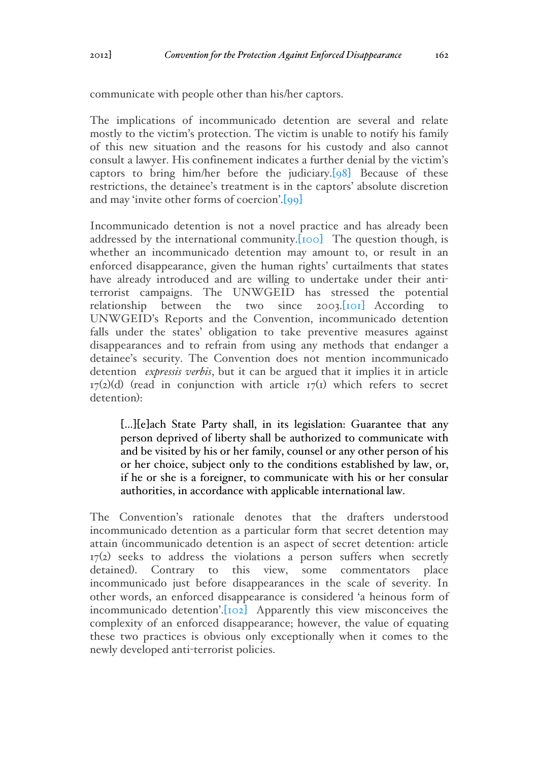communicate with people other than his/her captors.

The implications of incommunicado detention are several and relate mostly to the victim's protection. The victim is unable to notify his family of this new situation and the reasons for his custody and also cannot consult a lawyer. His confinement indicates a further denial by the victim's captors to bring him/her before the judiciary.[98] Because of these restrictions, the detainee's treatment is in the captors' absolute discretion and may 'invite other forms of coercion'.[99]

Incommunicado detention is not a novel practice and has already been addressed by the international community.[100] The question though, is whether an incommunicado detention may amount to, or result in an enforced disappearance, given the human rights' curtailments that states have already introduced and are willing to undertake under their anti-terrorist campaigns. The UNWGEID has stressed the potential relationship between the two since 2003.[101] According to UNWGEID's Reports and the Convention, incommunicado detention falls under the states' obligation to take preventive measures against disappearances and to refrain from using any methods that endanger a detainee's security. The Convention does not mention incommunicado detention *expressis verbis*, but it can be argued that it implies it in article 17(2)(d) (read in conjunction with article 17(1) which refers to secret detention):

> [...][e]ach State Party shall, in its legislation: Guarantee that any person deprived of liberty shall be authorized to communicate with and be visited by his or her family, counsel or any other person of his or her choice, subject only to the conditions established by law, or, if he or she is a foreigner, to communicate with his or her consular authorities, in accordance with applicable international law.

The Convention's rationale denotes that the drafters understood incommunicado detention as a particular form that secret detention may attain (incommunicado detention is an aspect of secret detention: article 17(2) seeks to address the violations a person suffers when secretly detained). Contrary to this view, some commentators place incommunicado just before disappearances in the scale of severity. In other words, an enforced disappearance is considered 'a heinous form of incommunicado detention'.[102] Apparently this view misconceives the complexity of an enforced disappearance; however, the value of equating these two practices is obvious only exceptionally when it comes to the newly developed anti-terrorist policies.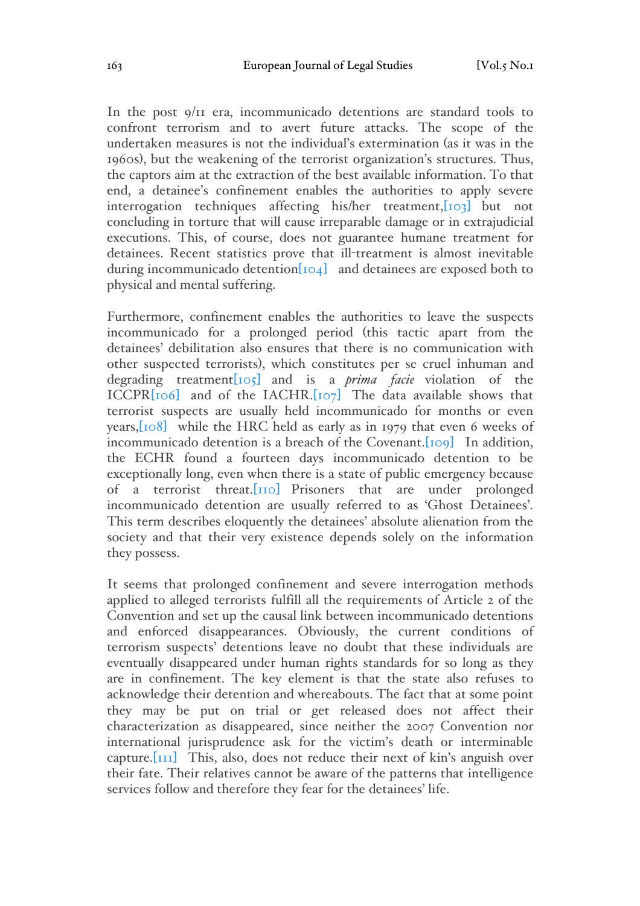In the post 9/11 era, incommunicado detentions are standard tools to confront terrorism and to avert future attacks. The scope of the undertaken measures is not the individual's extermination (as it was in the 1960s), but the weakening of the terrorist organization's structures. Thus, the captors aim at the extraction of the best available information. To that end, a detainee's confinement enables the authorities to apply severe interrogation techniques affecting his/her treatment,[103] but not concluding in torture that will cause irreparable damage or in extrajudicial executions. This, of course, does not guarantee humane treatment for detainees. Recent statistics prove that ill-treatment is almost inevitable during incommunicado detention[104] and detainees are exposed both to physical and mental suffering.

Furthermore, confinement enables the authorities to leave the suspects incommunicado for a prolonged period (this tactic apart from the detainees' debilitation also ensures that there is no communication with other suspected terrorists), which constitutes per se cruel inhuman and degrading treatment[105] and is a *prima facie* violation of the ICCPR[106] and of the IACHR.[107] The data available shows that terrorist suspects are usually held incommunicado for months or even years,[108] while the HRC held as early as in 1979 that even 6 weeks of incommunicado detention is a breach of the Covenant.[109] In addition, the ECHR found a fourteen days incommunicado detention to be exceptionally long, even when there is a state of public emergency because of a terrorist threat.[110] Prisoners that are under prolonged incommunicado detention are usually referred to as 'Ghost Detainees'. This term describes eloquently the detainees' absolute alienation from the society and that their very existence depends solely on the information they possess.

It seems that prolonged confinement and severe interrogation methods applied to alleged terrorists fulfill all the requirements of Article 2 of the Convention and set up the causal link between incommunicado detentions and enforced disappearances. Obviously, the current conditions of terrorism suspects' detentions leave no doubt that these individuals are eventually disappeared under human rights standards for so long as they are in confinement. The key element is that the state also refuses to acknowledge their detention and whereabouts. The fact that at some point they may be put on trial or get released does not affect their characterization as disappeared, since neither the 2007 Convention nor international jurisprudence ask for the victim's death or interminable capture.[111] This, also, does not reduce their next of kin's anguish over their fate. Their relatives cannot be aware of the patterns that intelligence services follow and therefore they fear for the detainees' life.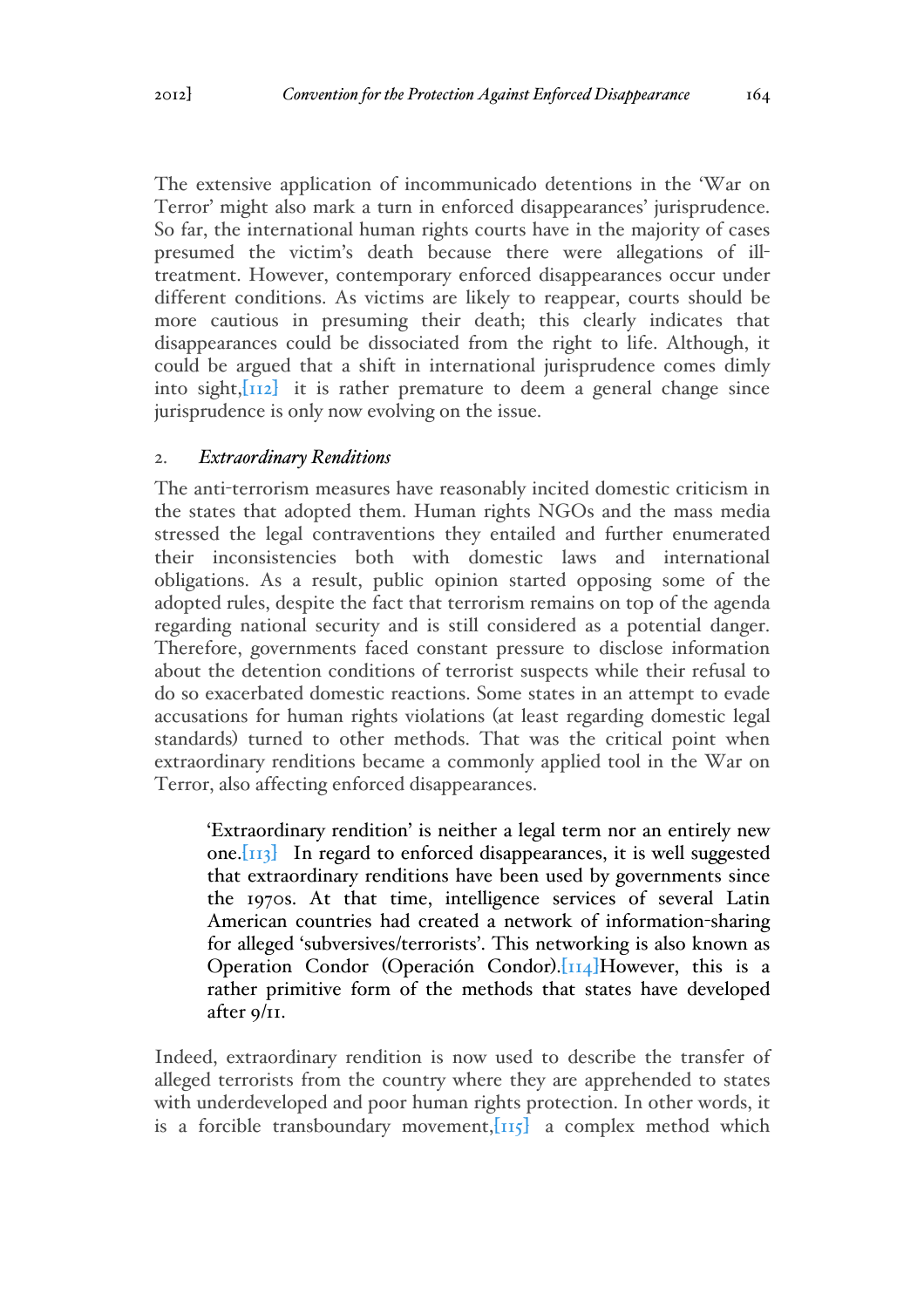The extensive application of incommunicado detentions in the 'War on Terror' might also mark a turn in enforced disappearances' jurisprudence. So far, the international human rights courts have in the majority of cases presumed the victim's death because there were allegations of ill-treatment. However, contemporary enforced disappearances occur under different conditions. As victims are likely to reappear, courts should be more cautious in presuming their death; this clearly indicates that disappearances could be dissociated from the right to life. Although, it could be argued that a shift in international jurisprudence comes dimly into sight,[112] it is rather premature to deem a general change since jurisprudence is only now evolving on the issue.

### 2. *Extraordinary Renditions*

The anti-terrorism measures have reasonably incited domestic criticism in the states that adopted them. Human rights NGOs and the mass media stressed the legal contraventions they entailed and further enumerated their inconsistencies both with domestic laws and international obligations. As a result, public opinion started opposing some of the adopted rules, despite the fact that terrorism remains on top of the agenda regarding national security and is still considered as a potential danger. Therefore, governments faced constant pressure to disclose information about the detention conditions of terrorist suspects while their refusal to do so exacerbated domestic reactions. Some states in an attempt to evade accusations for human rights violations (at least regarding domestic legal standards) turned to other methods. That was the critical point when extraordinary renditions became a commonly applied tool in the War on Terror, also affecting enforced disappearances.

> 'Extraordinary rendition' is neither a legal term nor an entirely new one.[113] In regard to enforced disappearances, it is well suggested that extraordinary renditions have been used by governments since the 1970s. At that time, intelligence services of several Latin American countries had created a network of information-sharing for alleged 'subversives/terrorists'. This networking is also known as Operation Condor (Operación Condor).[114]However, this is a rather primitive form of the methods that states have developed after 9/11.

Indeed, extraordinary rendition is now used to describe the transfer of alleged terrorists from the country where they are apprehended to states with underdeveloped and poor human rights protection. In other words, it is a forcible transboundary movement,[115] a complex method which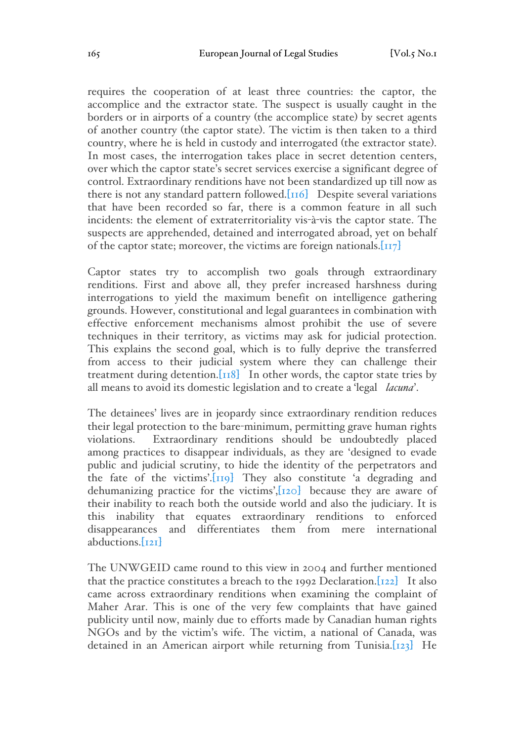requires the cooperation of at least three countries: the captor, the accomplice and the extractor state. The suspect is usually caught in the borders or in airports of a country (the accomplice state) by secret agents of another country (the captor state). The victim is then taken to a third country, where he is held in custody and interrogated (the extractor state). In most cases, the interrogation takes place in secret detention centers, over which the captor state's secret services exercise a significant degree of control. Extraordinary renditions have not been standardized up till now as there is not any standard pattern followed.[116] Despite several variations that have been recorded so far, there is a common feature in all such incidents: the element of extraterritoriality vis-à-vis the captor state. The suspects are apprehended, detained and interrogated abroad, yet on behalf of the captor state; moreover, the victims are foreign nationals.[117]

Captor states try to accomplish two goals through extraordinary renditions. First and above all, they prefer increased harshness during interrogations to yield the maximum benefit on intelligence gathering grounds. However, constitutional and legal guarantees in combination with effective enforcement mechanisms almost prohibit the use of severe techniques in their territory, as victims may ask for judicial protection. This explains the second goal, which is to fully deprive the transferred from access to their judicial system where they can challenge their treatment during detention.[118] In other words, the captor state tries by all means to avoid its domestic legislation and to create a 'legal *lacuna*'.

The detainees' lives are in jeopardy since extraordinary rendition reduces their legal protection to the bare-minimum, permitting grave human rights violations. Extraordinary renditions should be undoubtedly placed among practices to disappear individuals, as they are 'designed to evade public and judicial scrutiny, to hide the identity of the perpetrators and the fate of the victims'.[119] They also constitute 'a degrading and dehumanizing practice for the victims',[120] because they are aware of their inability to reach both the outside world and also the judiciary. It is this inability that equates extraordinary renditions to enforced disappearances and differentiates them from mere international abductions.[121]

The UNWGEID came round to this view in 2004 and further mentioned that the practice constitutes a breach to the 1992 Declaration.[122] It also came across extraordinary renditions when examining the complaint of Maher Arar. This is one of the very few complaints that have gained publicity until now, mainly due to efforts made by Canadian human rights NGOs and by the victim's wife. The victim, a national of Canada, was detained in an American airport while returning from Tunisia.[123] He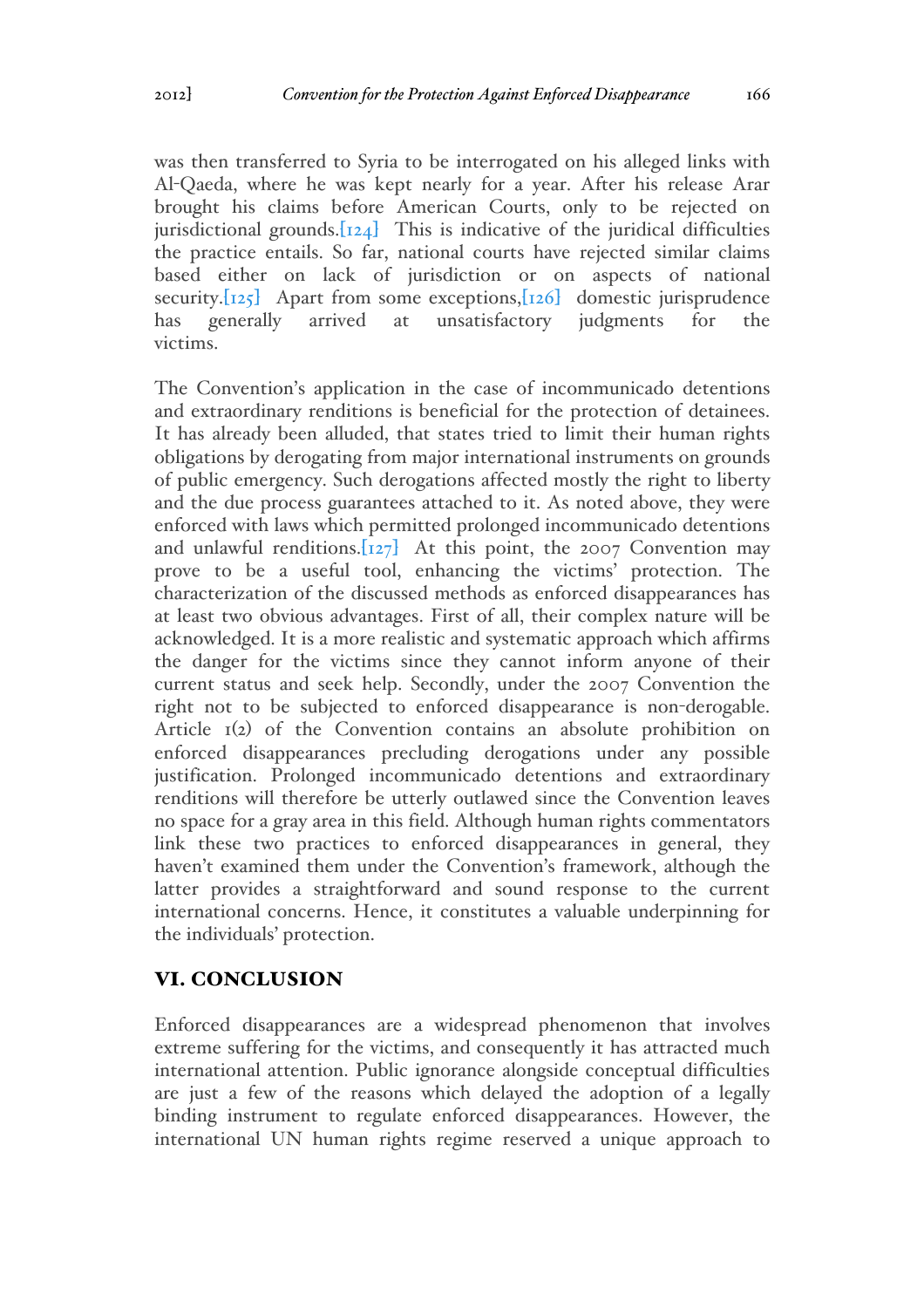was then transferred to Syria to be interrogated on his alleged links with Al-Qaeda, where he was kept nearly for a year. After his release Arar brought his claims before American Courts, only to be rejected on jurisdictional grounds.[124] This is indicative of the juridical difficulties the practice entails. So far, national courts have rejected similar claims based either on lack of jurisdiction or on aspects of national security.[125] Apart from some exceptions,[126] domestic jurisprudence has generally arrived at unsatisfactory judgments for the victims.

The Convention's application in the case of incommunicado detentions and extraordinary renditions is beneficial for the protection of detainees. It has already been alluded, that states tried to limit their human rights obligations by derogating from major international instruments on grounds of public emergency. Such derogations affected mostly the right to liberty and the due process guarantees attached to it. As noted above, they were enforced with laws which permitted prolonged incommunicado detentions and unlawful renditions.[127] At this point, the 2007 Convention may prove to be a useful tool, enhancing the victims' protection. The characterization of the discussed methods as enforced disappearances has at least two obvious advantages. First of all, their complex nature will be acknowledged. It is a more realistic and systematic approach which affirms the danger for the victims since they cannot inform anyone of their current status and seek help. Secondly, under the 2007 Convention the right not to be subjected to enforced disappearance is non-derogable. Article 1(2) of the Convention contains an absolute prohibition on enforced disappearances precluding derogations under any possible justification. Prolonged incommunicado detentions and extraordinary renditions will therefore be utterly outlawed since the Convention leaves no space for a gray area in this field. Although human rights commentators link these two practices to enforced disappearances in general, they haven't examined them under the Convention's framework, although the latter provides a straightforward and sound response to the current international concerns. Hence, it constitutes a valuable underpinning for the individuals' protection.

## VI. CONCLUSION

Enforced disappearances are a widespread phenomenon that involves extreme suffering for the victims, and consequently it has attracted much international attention. Public ignorance alongside conceptual difficulties are just a few of the reasons which delayed the adoption of a legally binding instrument to regulate enforced disappearances. However, the international UN human rights regime reserved a unique approach to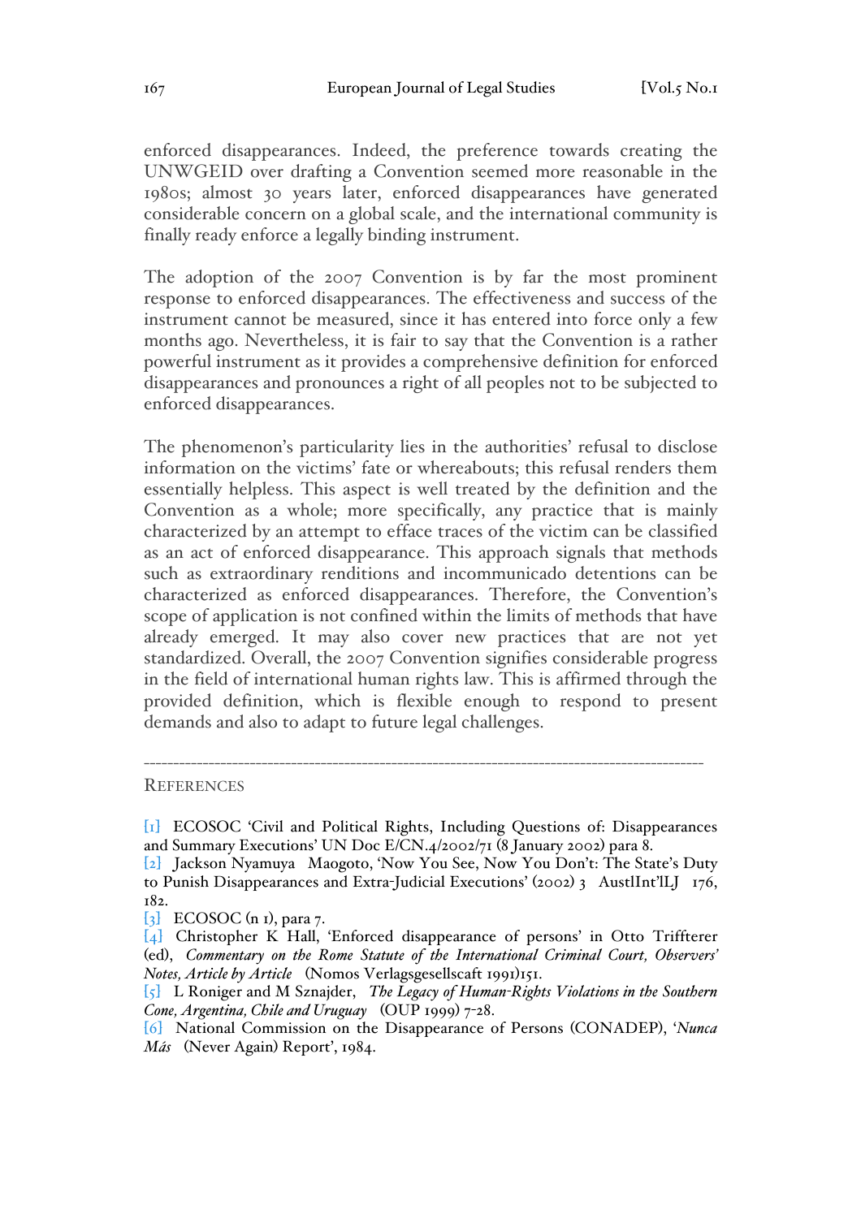enforced disappearances. Indeed, the preference towards creating the UNWGEID over drafting a Convention seemed more reasonable in the 1980s; almost 30 years later, enforced disappearances have generated considerable concern on a global scale, and the international community is finally ready enforce a legally binding instrument.

The adoption of the 2007 Convention is by far the most prominent response to enforced disappearances. The effectiveness and success of the instrument cannot be measured, since it has entered into force only a few months ago. Nevertheless, it is fair to say that the Convention is a rather powerful instrument as it provides a comprehensive definition for enforced disappearances and pronounces a right of all peoples not to be subjected to enforced disappearances.

The phenomenon's particularity lies in the authorities' refusal to disclose information on the victims' fate or whereabouts; this refusal renders them essentially helpless. This aspect is well treated by the definition and the Convention as a whole; more specifically, any practice that is mainly characterized by an attempt to efface traces of the victim can be classified as an act of enforced disappearance. This approach signals that methods such as extraordinary renditions and incommunicado detentions can be characterized as enforced disappearances. Therefore, the Convention's scope of application is not confined within the limits of methods that have already emerged. It may also cover new practices that are not yet standardized. Overall, the 2007 Convention signifies considerable progress in the field of international human rights law. This is affirmed through the provided definition, which is flexible enough to respond to present demands and also to adapt to future legal challenges.

---

REFERENCES

[1] ECOSOC 'Civil and Political Rights, Including Questions of: Disappearances and Summary Executions' UN Doc E/CN.4/2002/71 (8 January 2002) para 8.

[2] Jackson Nyamuya Maogoto, 'Now You See, Now You Don't: The State's Duty to Punish Disappearances and Extra-Judicial Executions' (2002) 3 AustlInt'lLJ 176, 182.

[3] ECOSOC (n 1), para 7.

[4] Christopher K Hall, 'Enforced disappearance of persons' in Otto Triffterer (ed), *Commentary on the Rome Statute of the International Criminal Court, Observers' Notes, Article by Article* (Nomos Verlagsgesellscaft 1991)151.

[5] L Roniger and M Sznajder, *The Legacy of Human-Rights Violations in the Southern Cone, Argentina, Chile and Uruguay* (OUP 1999) 7-28.

[6] National Commission on the Disappearance of Persons (CONADEP), '*Nunca Más* (Never Again) Report', 1984.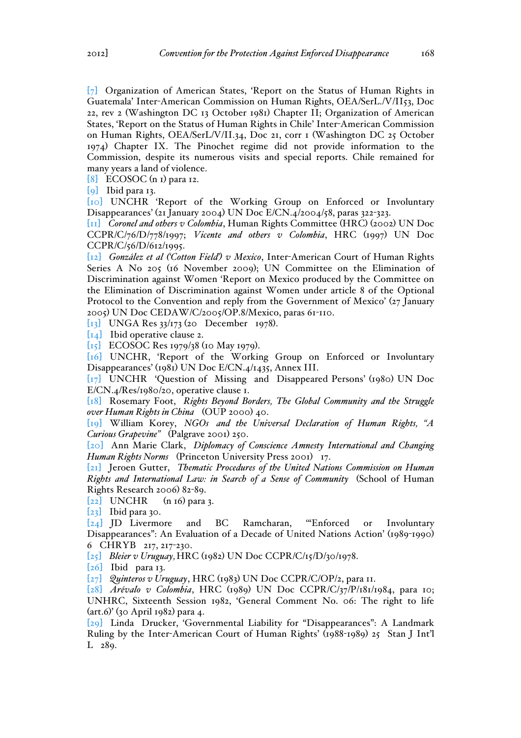[7] Organization of American States, 'Report on the Status of Human Rights in Guatemala' Inter-American Commission on Human Rights, OEA/SerL./V/II53, Doc 22, rev 2 (Washington DC 13 October 1981) Chapter II; Organization of American States, 'Report on the Status of Human Rights in Chile' Inter-American Commission on Human Rights, OEA/SerL/V/II.34, Doc 21, corr 1 (Washington DC 25 October 1974) Chapter IX. The Pinochet regime did not provide information to the Commission, despite its numerous visits and special reports. Chile remained for many years a land of violence.

[8] ECOSOC (n 1) para 12.

[9] Ibid para 13.

[10] UNCHR 'Report of the Working Group on Enforced or Involuntary Disappearances' (21 January 2004) UN Doc E/CN.4/2004/58, paras 322-323.

[11] *Coronel and others v Colombia*, Human Rights Committee (HRC) (2002) UN Doc CCPR/C/76/D/778/1997; *Vicente and others v Colombia*, HRC (1997) UN Doc CCPR/C/56/D/612/1995.

[12] *González et al ('Cotton Field') v Mexico*, Inter-American Court of Human Rights Series A No 205 (16 November 2009); UN Committee on the Elimination of Discrimination against Women 'Report on Mexico produced by the Committee on the Elimination of Discrimination against Women under article 8 of the Optional Protocol to the Convention and reply from the Government of Mexico' (27 January 2005) UN Doc CEDAW/C/2005/OP.8/Mexico, paras 61-110.

[13] UNGA Res 33/173 (20 December 1978).

[14] Ibid operative clause 2.

[15] ECOSOC Res 1979/38 (10 May 1979).

[16] UNCHR, 'Report of the Working Group on Enforced or Involuntary Disappearances' (1981) UN Doc E/CN.4/1435, Annex III.

[17] UNCHR 'Question of Missing and Disappeared Persons' (1980) UN Doc E/CN.4/Res/1980/20, operative clause 1.

[18] Rosemary Foot, *Rights Beyond Borders, The Global Community and the Struggle over Human Rights in China* (OUP 2000) 40.

[19] William Korey, *NGOs and the Universal Declaration of Human Rights, "A Curious Grapevine"* (Palgrave 2001) 250.

[20] Ann Marie Clark, *Diplomacy of Conscience Amnesty International and Changing Human Rights Norms* (Princeton University Press 2001) 17.

[21] Jeroen Gutter, *Thematic Procedures of the United Nations Commission on Human Rights and International Law: in Search of a Sense of Community* (School of Human Rights Research 2006) 82-89.

[22] UNCHR (n 16) para 3.

[23] Ibid para 30.

[24] JD Livermore and BC Ramcharan, '"Enforced or Involuntary Disappearances": An Evaluation of a Decade of United Nations Action' (1989-1990) 6 CHRYB 217, 217-230.

[25] *Bleier v Uruguay,* HRC (1982) UN Doc CCPR/C/15/D/30/1978.

[26] Ibid para 13.

[27] *Quinteros v Uruguay*, HRC (1983) UN Doc CCPR/C/OP/2, para 11.

[28] *Arévalo v Colombia*, HRC (1989) UN Doc CCPR/C/37/P/181/1984, para 10; UNHRC, Sixteenth Session 1982, 'General Comment No. 06: The right to life (art.6)' (30 April 1982) para 4.

[29] Linda Drucker, 'Governmental Liability for "Disappearances": A Landmark Ruling by the Inter-American Court of Human Rights' (1988-1989) 25 Stan J Int'l L 289.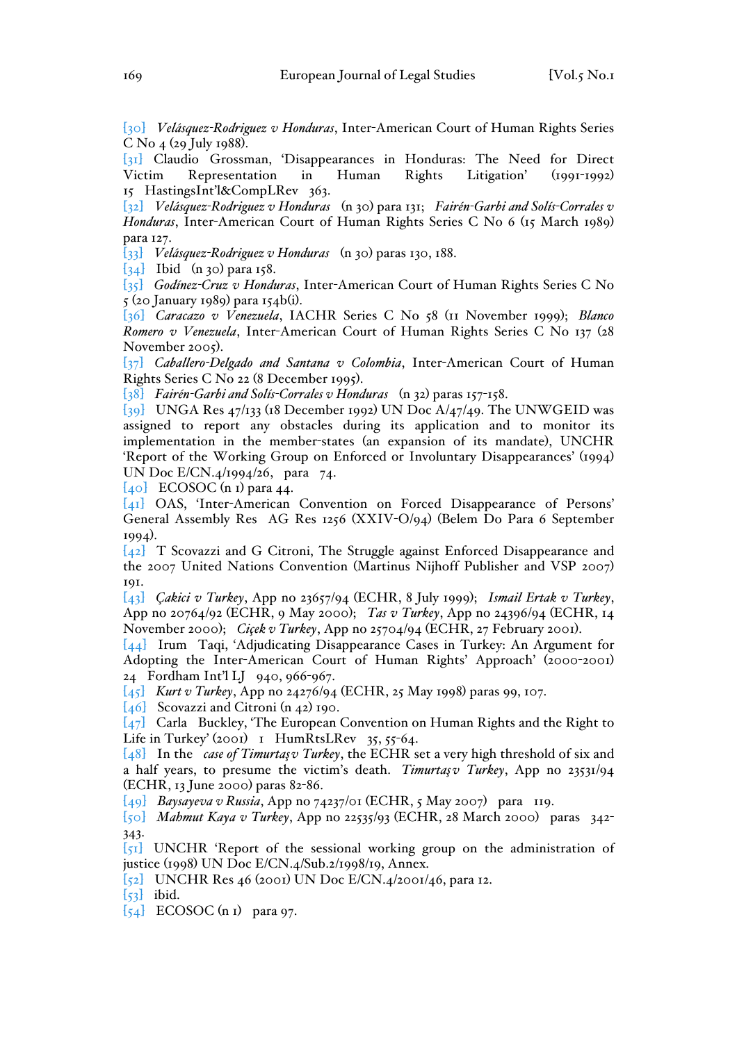[30] *Velásquez-Rodriguez v Honduras*, Inter-American Court of Human Rights Series C No 4 (29 July 1988).

[31] Claudio Grossman, 'Disappearances in Honduras: The Need for Direct Victim Representation in Human Rights Litigation' (1991-1992) 15 HastingsInt'l&CompLRev 363.

[32] *Velásquez-Rodriguez v Honduras* (n 30) para 131; *Fairén-Garbi and Solís-Corrales v Honduras*, Inter-American Court of Human Rights Series C No 6 (15 March 1989) para 127.

[33] *Velásquez-Rodriguez v Honduras* (n 30) paras 130, 188.

[34] Ibid (n 30) para 158.

[35] *Godínez-Cruz v Honduras*, Inter-American Court of Human Rights Series C No 5 (20 January 1989) para 154b(i).

[36] *Caracazo v Venezuela*, IACHR Series C No 58 (11 November 1999); *Blanco Romero v Venezuela*, Inter-American Court of Human Rights Series C No 137 (28 November 2005).

[37] *Caballero-Delgado and Santana v Colombia*, Inter-American Court of Human Rights Series C No 22 (8 December 1995).

[38] *Fairén-Garbi and Solís-Corrales v Honduras* (n 32) paras 157-158.

[39] UNGA Res 47/133 (18 December 1992) UN Doc A/47/49. The UNWGEID was assigned to report any obstacles during its application and to monitor its implementation in the member-states (an expansion of its mandate), UNCHR 'Report of the Working Group on Enforced or Involuntary Disappearances' (1994) UN Doc E/CN.4/1994/26, para 74.

[40] ECOSOC (n 1) para 44.

[41] OAS, 'Inter-American Convention on Forced Disappearance of Persons' General Assembly Res AG Res 1256 (XXIV-O/94) (Belem Do Para 6 September 1994).

[42] T Scovazzi and G Citroni, The Struggle against Enforced Disappearance and the 2007 United Nations Convention (Martinus Nijhoff Publisher and VSP 2007) 191.

[43] *Çakici v Turkey*, App no 23657/94 (ECHR, 8 July 1999); *Ismail Ertak v Turkey*, App no 20764/92 (ECHR, 9 May 2000); *Tas v Turkey*, App no 24396/94 (ECHR, 14 November 2000); *Ciçek v Turkey*, App no 25704/94 (ECHR, 27 February 2001).

[44] Irum Taqi, 'Adjudicating Disappearance Cases in Turkey: An Argument for Adopting the Inter-American Court of Human Rights' Approach' (2000-2001) 24 Fordham Int'l LJ 940, 966-967.

[45] *Kurt v Turkey*, App no 24276/94 (ECHR, 25 May 1998) paras 99, 107.

[46] Scovazzi and Citroni (n 42) 190.

[47] Carla Buckley, 'The European Convention on Human Rights and the Right to Life in Turkey' (2001) 1 HumRtsLRev 35, 55-64.

[48] In the *case of Timurtaş v Turkey*, the ECHR set a very high threshold of six and a half years, to presume the victim's death. *Timurtaş v Turkey*, App no 23531/94 (ECHR, 13 June 2000) paras 82-86.

[49] *Baysayeva v Russia*, App no 74237/01 (ECHR, 5 May 2007) para 119.

[50] *Mahmut Kaya v Turkey*, App no 22535/93 (ECHR, 28 March 2000) paras 342-343.

[51] UNCHR 'Report of the sessional working group on the administration of justice (1998) UN Doc E/CN.4/Sub.2/1998/19, Annex.

[52] UNCHR Res 46 (2001) UN Doc E/CN.4/2001/46, para 12.

[53] ibid.

[54] ECOSOC (n 1) para 97.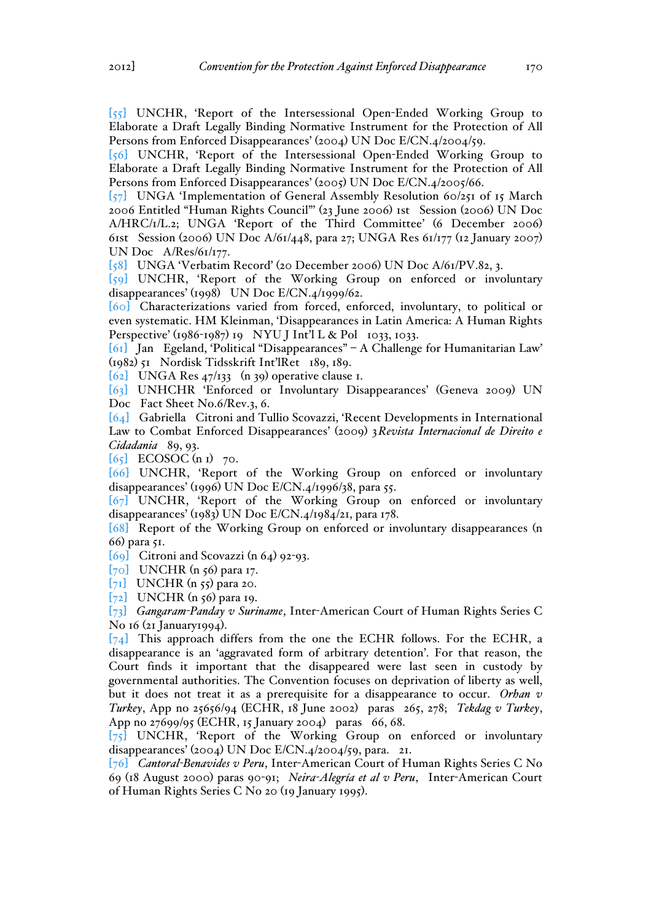[55] UNCHR, 'Report of the Intersessional Open-Ended Working Group to Elaborate a Draft Legally Binding Normative Instrument for the Protection of All Persons from Enforced Disappearances' (2004) UN Doc E/CN.4/2004/59.

[56] UNCHR, 'Report of the Intersessional Open-Ended Working Group to Elaborate a Draft Legally Binding Normative Instrument for the Protection of All Persons from Enforced Disappearances' (2005) UN Doc E/CN.4/2005/66.

[57] UNGA 'Implementation of General Assembly Resolution 60/251 of 15 March 2006 Entitled "Human Rights Council"' (23 June 2006) 1st Session (2006) UN Doc A/HRC/1/L.2; UNGA 'Report of the Third Committee' (6 December 2006) 61st Session (2006) UN Doc A/61/448, para 27; UNGA Res 61/177 (12 January 2007) UN Doc A/Res/61/177.

[58] UNGA 'Verbatim Record' (20 December 2006) UN Doc A/61/PV.82, 3.

[59] UNCHR, 'Report of the Working Group on enforced or involuntary disappearances' (1998) UN Doc E/CN.4/1999/62.

[60] Characterizations varied from forced, enforced, involuntary, to political or even systematic. HM Kleinman, 'Disappearances in Latin America: A Human Rights Perspective' (1986-1987) 19 NYU J Int'l L & Pol 1033, 1033.

[61] Jan Egeland, 'Political "Disappearances" – A Challenge for Humanitarian Law' (1982) 51 Nordisk Tidsskrift Int'lRet 189, 189.

[62] UNGA Res 47/133 (n 39) operative clause 1.

[63] UNHCHR 'Enforced or Involuntary Disappearances' (Geneva 2009) UN Doc Fact Sheet No.6/Rev.3, 6.

[64] Gabriella Citroni and Tullio Scovazzi, 'Recent Developments in International Law to Combat Enforced Disappearances' (2009) 3 *Revista Internacional de Direito e Cidadania* 89, 93.

[65] ECOSOC (n 1) 70.

[66] UNCHR, 'Report of the Working Group on enforced or involuntary disappearances' (1996) UN Doc E/CN.4/1996/38, para 55.

[67] UNCHR, 'Report of the Working Group on enforced or involuntary disappearances' (1983) UN Doc E/CN.4/1984/21, para 178.

[68] Report of the Working Group on enforced or involuntary disappearances (n 66) para 51.

[69] Citroni and Scovazzi (n 64) 92-93.

[70] UNCHR (n 56) para 17.

[71] UNCHR (n 55) para 20.

[72] UNCHR (n 56) para 19.

[73] *Gangaram-Panday v Suriname*, Inter-American Court of Human Rights Series C No 16 (21 January1994).

[74] This approach differs from the one the ECHR follows. For the ECHR, a disappearance is an 'aggravated form of arbitrary detention'. For that reason, the Court finds it important that the disappeared were last seen in custody by governmental authorities. The Convention focuses on deprivation of liberty as well, but it does not treat it as a prerequisite for a disappearance to occur. *Orhan v Turkey*, App no 25656/94 (ECHR, 18 June 2002) paras 265, 278; *Tekdag v Turkey*, App no 27699/95 (ECHR, 15 January 2004) paras 66, 68.

[75] UNCHR, 'Report of the Working Group on enforced or involuntary disappearances' (2004) UN Doc E/CN.4/2004/59, para. 21.

[76] *Cantoral-Benavides v Peru*, Inter-American Court of Human Rights Series C No 69 (18 August 2000) paras 90-91; *Neira-Alegría et al v Peru*, Inter-American Court of Human Rights Series C No 20 (19 January 1995).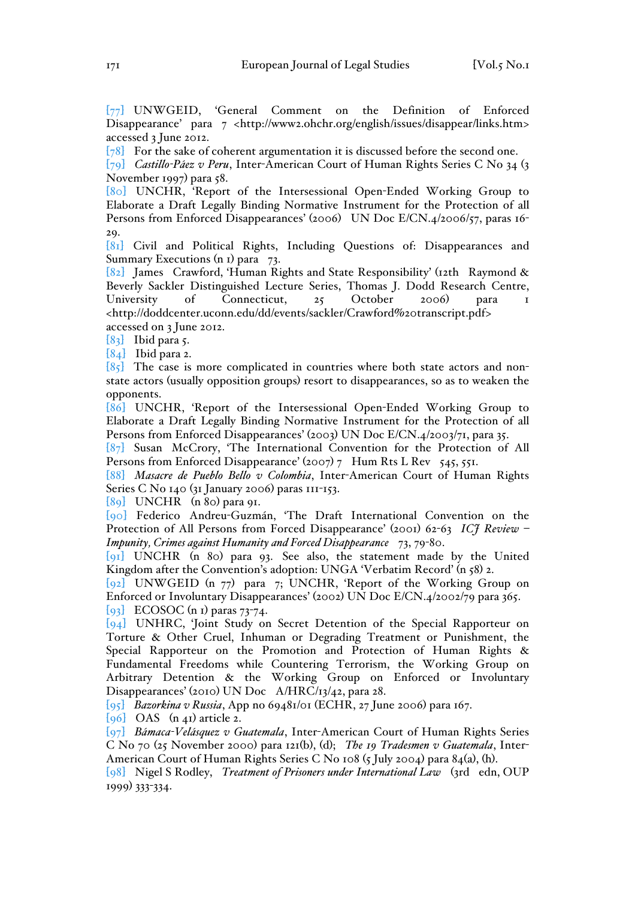[77] UNWGEID, 'General Comment on the Definition of Enforced Disappearance' para 7 <http://www2.ohchr.org/english/issues/disappear/links.htm> accessed 3 June 2012.

[78] For the sake of coherent argumentation it is discussed before the second one.

[79] *Castillo-Páez v Peru*, Inter-American Court of Human Rights Series C No 34 (3 November 1997) para 58.

[80] UNCHR, 'Report of the Intersessional Open-Ended Working Group to Elaborate a Draft Legally Binding Normative Instrument for the Protection of all Persons from Enforced Disappearances' (2006) UN Doc E/CN.4/2006/57, paras 16-29.

[81] Civil and Political Rights, Including Questions of: Disappearances and Summary Executions (n 1) para 73.

[82] James Crawford, 'Human Rights and State Responsibility' (12th Raymond & Beverly Sackler Distinguished Lecture Series, Thomas J. Dodd Research Centre, University of Connecticut, 25 October 2006) para 1 <http://doddcenter.uconn.edu/dd/events/sackler/Crawford%20transcript.pdf> accessed on 3 June 2012.

[83] Ibid para 5.

[84] Ibid para 2.

[85] The case is more complicated in countries where both state actors and non-state actors (usually opposition groups) resort to disappearances, so as to weaken the opponents.

[86] UNCHR, 'Report of the Intersessional Open-Ended Working Group to Elaborate a Draft Legally Binding Normative Instrument for the Protection of all Persons from Enforced Disappearances' (2003) UN Doc E/CN.4/2003/71, para 35.

[87] Susan McCrory, 'The International Convention for the Protection of All Persons from Enforced Disappearance' (2007) 7 Hum Rts L Rev 545, 551.

[88] *Masacre de Pueblo Bello v Colombia*, Inter-American Court of Human Rights Series C No 140 (31 January 2006) paras 111-153.

[89] UNCHR (n 80) para 91.

[90] Federico Andreu-Guzmán, 'The Draft International Convention on the Protection of All Persons from Forced Disappearance' (2001) 62-63 *ICJ Review – Impunity, Crimes against Humanity and Forced Disappearance* 73, 79-80.

[91] UNCHR (n 80) para 93. See also, the statement made by the United Kingdom after the Convention's adoption: UNGA 'Verbatim Record' (n 58) 2.

[92] UNWGEID (n 77) para 7; UNCHR, 'Report of the Working Group on Enforced or Involuntary Disappearances' (2002) UN Doc E/CN.4/2002/79 para 365.

[93] ECOSOC (n 1) paras 73-74.

[94] UNHRC, 'Joint Study on Secret Detention of the Special Rapporteur on Torture & Other Cruel, Inhuman or Degrading Treatment or Punishment, the Special Rapporteur on the Promotion and Protection of Human Rights & Fundamental Freedoms while Countering Terrorism, the Working Group on Arbitrary Detention & the Working Group on Enforced or Involuntary Disappearances' (2010) UN Doc A/HRC/13/42, para 28.

[95] *Bazorkina v Russia*, App no 69481/01 (ECHR, 27 June 2006) para 167.

[96] OAS (n 41) article 2.

[97] *Bámaca-Velásquez v Guatemala*, Inter-American Court of Human Rights Series C No 70 (25 November 2000) para 121(b), (d); *The 19 Tradesmen v Guatemala*, Inter-American Court of Human Rights Series C No 108 (5 July 2004) para 84(a), (h).

[98] Nigel S Rodley, *Treatment of Prisoners under International Law* (3rd edn, OUP 1999) 333-334.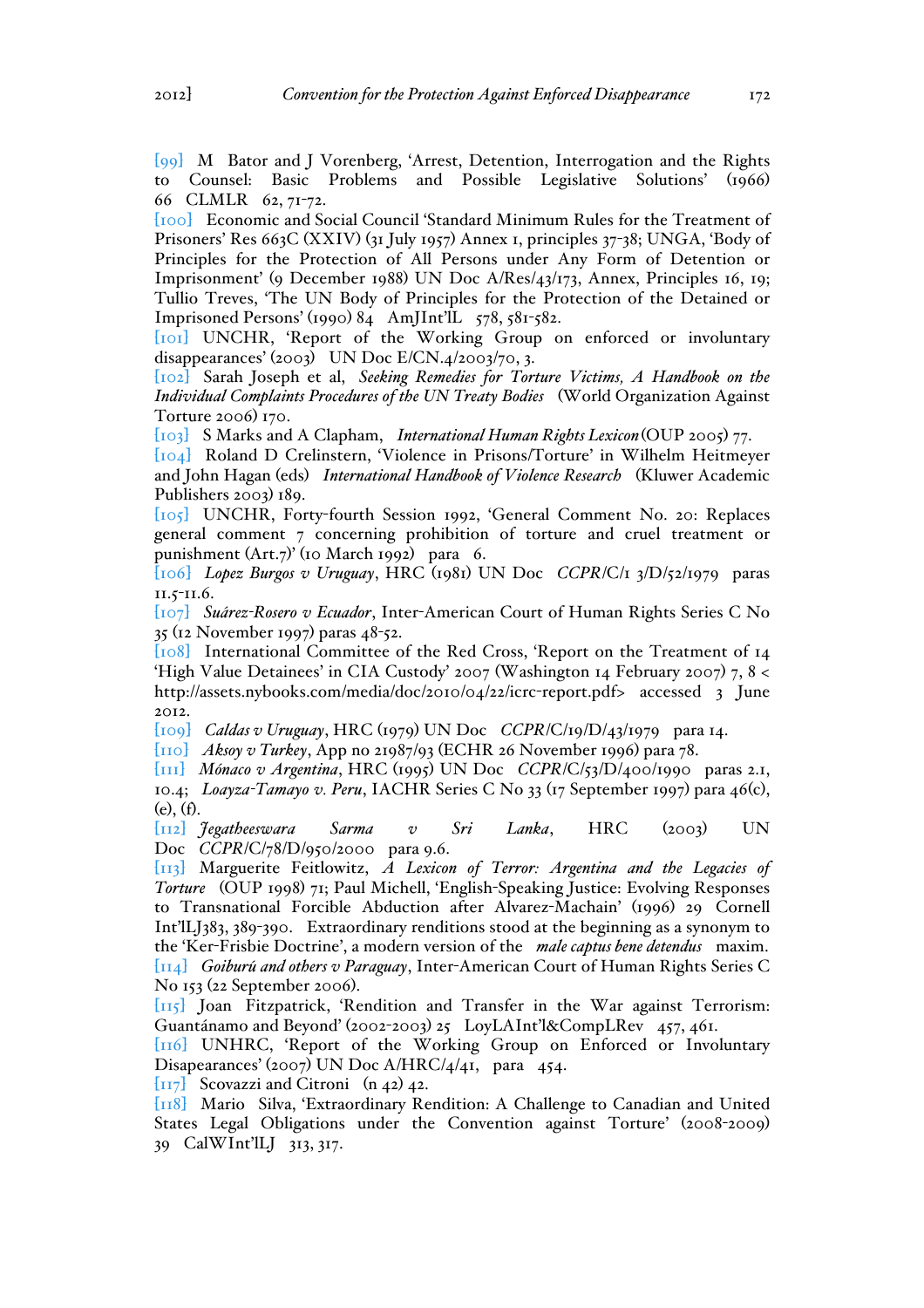[99] M Bator and J Vorenberg, 'Arrest, Detention, Interrogation and the Rights to Counsel: Basic Problems and Possible Legislative Solutions' (1966) 66 CLMLR 62, 71-72.

[100] Economic and Social Council 'Standard Minimum Rules for the Treatment of Prisoners' Res 663C (XXIV) (31 July 1957) Annex 1, principles 37-38; UNGA, 'Body of Principles for the Protection of All Persons under Any Form of Detention or Imprisonment' (9 December 1988) UN Doc A/Res/43/173, Annex, Principles 16, 19; Tullio Treves, 'The UN Body of Principles for the Protection of the Detained or Imprisoned Persons' (1990) 84 AmJInt'lL 578, 581-582.

[101] UNCHR, 'Report of the Working Group on enforced or involuntary disappearances' (2003) UN Doc E/CN.4/2003/70, 3.

[102] Sarah Joseph et al, *Seeking Remedies for Torture Victims, A Handbook on the Individual Complaints Procedures of the UN Treaty Bodies* (World Organization Against Torture 2006) 170.

[103] S Marks and A Clapham, *International Human Rights Lexicon* (OUP 2005) 77.

[104] Roland D Crelinstern, 'Violence in Prisons/Torture' in Wilhelm Heitmeyer and John Hagan (eds) *International Handbook of Violence Research* (Kluwer Academic Publishers 2003) 189.

[105] UNCHR, Forty-fourth Session 1992, 'General Comment No. 20: Replaces general comment 7 concerning prohibition of torture and cruel treatment or punishment (Art.7)' (10 March 1992) para 6.

[106] *Lopez Burgos v Uruguay*, HRC (1981) UN Doc *CCPR*/C/1 3/D/52/1979 paras 11.5-11.6.

[107] *Suárez-Rosero v Ecuador*, Inter-American Court of Human Rights Series C No 35 (12 November 1997) paras 48-52.

[108] International Committee of the Red Cross, 'Report on the Treatment of 14 'High Value Detainees' in CIA Custody' 2007 (Washington 14 February 2007) 7, 8 < http://assets.nybooks.com/media/doc/2010/04/22/icrc-report.pdf> accessed 3 June 2012.

[109] *Caldas v Uruguay*, HRC (1979) UN Doc *CCPR*/C/19/D/43/1979 para 14.

[110] *Aksoy v Turkey*, App no 21987/93 (ECHR 26 November 1996) para 78.

[111] *Mónaco v Argentina*, HRC (1995) UN Doc *CCPR*/C/53/D/400/1990 paras 2.1, 10.4; *Loayza-Tamayo v. Peru*, IACHR Series C No 33 (17 September 1997) para 46(c), (e), (f).

[112] *Jegatheeswara Sarma v Sri Lanka*, HRC (2003) UN Doc *CCPR*/C/78/D/950/2000 para 9.6.

[113] Marguerite Feitlowitz, *A Lexicon of Terror: Argentina and the Legacies of Torture* (OUP 1998) 71; Paul Michell, 'English-Speaking Justice: Evolving Responses to Transnational Forcible Abduction after Alvarez-Machain' (1996) 29 Cornell Int'lLJ 383, 389-390. Extraordinary renditions stood at the beginning as a synonym to the 'Ker-Frisbie Doctrine', a modern version of the *male captus bene detendus* maxim.

[114] *Goiburú and others v Paraguay*, Inter-American Court of Human Rights Series C No 153 (22 September 2006).

[115] Joan Fitzpatrick, 'Rendition and Transfer in the War against Terrorism: Guantánamo and Beyond' (2002-2003) 25 LoyLAInt'l&CompLRev 457, 461.

[116] UNHRC, 'Report of the Working Group on Enforced or Involuntary Disapearances' (2007) UN Doc A/HRC/4/41, para 454.

[117] Scovazzi and Citroni (n 42) 42.

[118] Mario Silva, 'Extraordinary Rendition: A Challenge to Canadian and United States Legal Obligations under the Convention against Torture' (2008-2009) 39 CalWInt'lLJ 313, 317.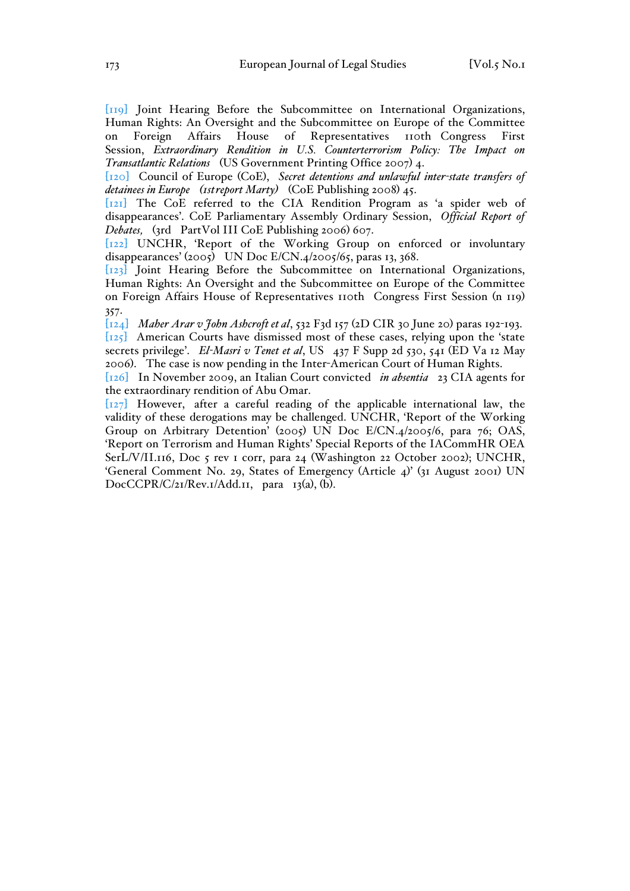[119] Joint Hearing Before the Subcommittee on International Organizations, Human Rights: An Oversight and the Subcommittee on Europe of the Committee on Foreign Affairs House of Representatives 110th Congress First Session, *Extraordinary Rendition in U.S. Counterterrorism Policy: The Impact on Transatlantic Relations* (US Government Printing Office 2007) 4.

[120] Council of Europe (CoE), *Secret detentions and unlawful inter-state transfers of detainees in Europe (1st report Marty)* (CoE Publishing 2008) 45.

[121] The CoE referred to the CIA Rendition Program as 'a spider web of disappearances'. CoE Parliamentary Assembly Ordinary Session, *Official Report of Debates,* (3rd PartVol III CoE Publishing 2006) 607.

[122] UNCHR, 'Report of the Working Group on enforced or involuntary disappearances' (2005) UN Doc E/CN.4/2005/65, paras 13, 368.

[123] Joint Hearing Before the Subcommittee on International Organizations, Human Rights: An Oversight and the Subcommittee on Europe of the Committee on Foreign Affairs House of Representatives 110th Congress First Session (n 119) 357.

[124] *Maher Arar v John Ashcroft et al*, 532 F3d 157 (2D CIR 30 June 20) paras 192-193.

[125] American Courts have dismissed most of these cases, relying upon the 'state secrets privilege'. *El-Masri v Tenet et al*, US 437 F Supp 2d 530, 541 (ED Va 12 May 2006). The case is now pending in the Inter-American Court of Human Rights.

[126] In November 2009, an Italian Court convicted *in absentia* 23 CIA agents for the extraordinary rendition of Abu Omar.

[127] However, after a careful reading of the applicable international law, the validity of these derogations may be challenged. UNCHR, 'Report of the Working Group on Arbitrary Detention' (2005) UN Doc E/CN.4/2005/6, para 76; OAS, 'Report on Terrorism and Human Rights' Special Reports of the IACommHR OEA SerL/V/II.116, Doc 5 rev 1 corr, para 24 (Washington 22 October 2002); UNCHR, 'General Comment No. 29, States of Emergency (Article 4)' (31 August 2001) UN DocCCPR/C/21/Rev.1/Add.11, para 13(a), (b).